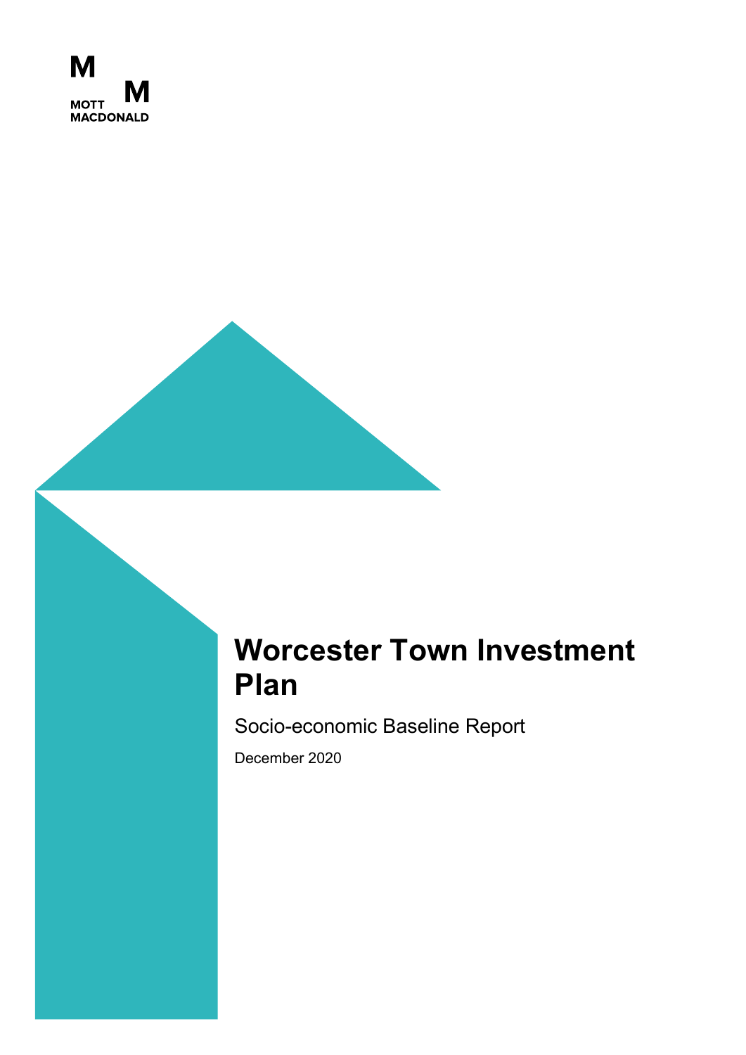MOTT MACDONALD

# Worcester Town Investment Plan

Socio-economic Baseline Report

December 2020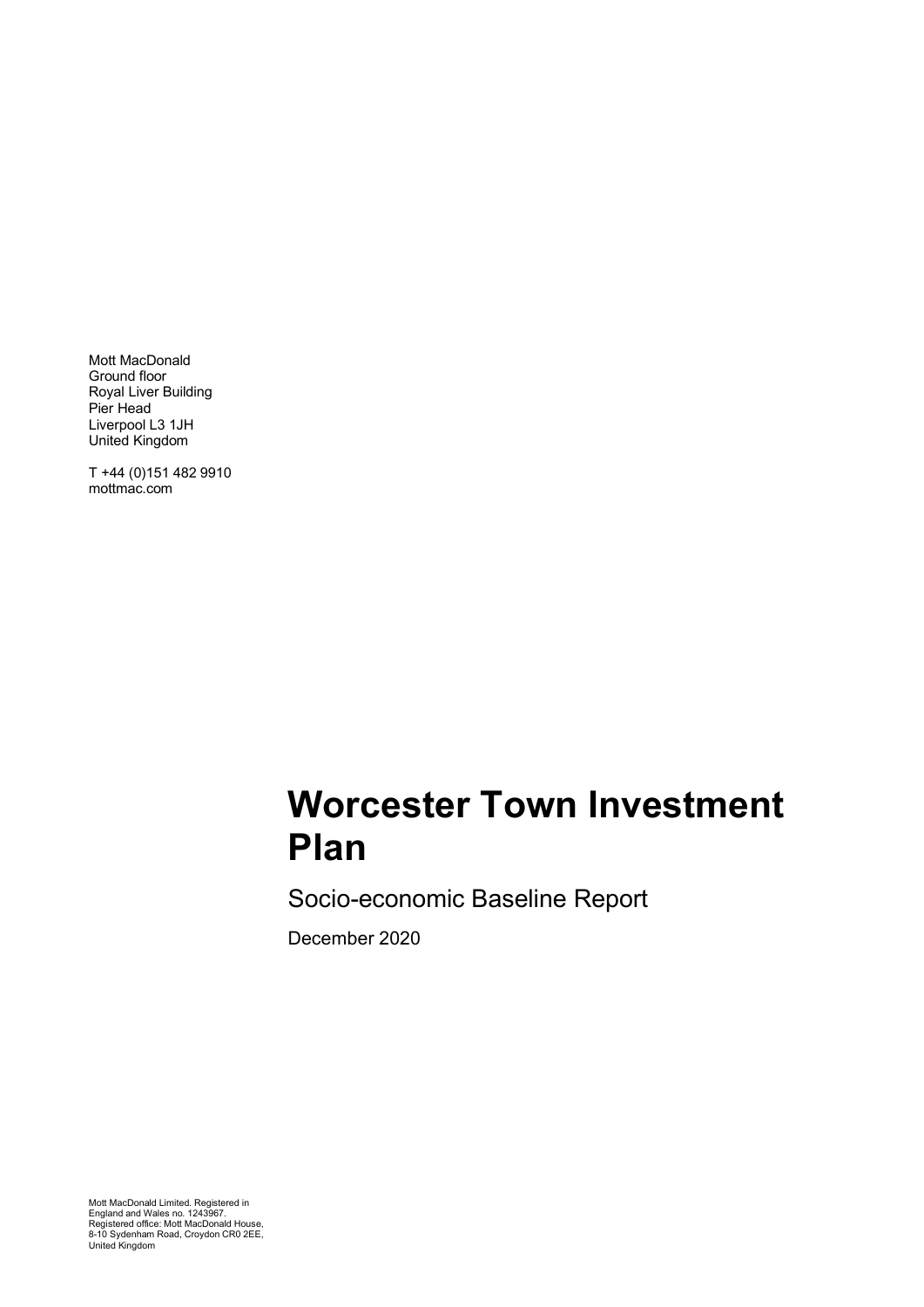Mott MacDonald
Ground floor
Royal Liver Building
Pier Head
Liverpool L3 1JH
United Kingdom

T +44 (0)151 482 9910
mottmac.com

# Worcester Town Investment Plan

## Socio-economic Baseline Report

December 2020

Mott MacDonald Limited. Registered in England and Wales no. 1243967. Registered office: Mott MacDonald House, 8-10 Sydenham Road, Croydon CR0 2EE, United Kingdom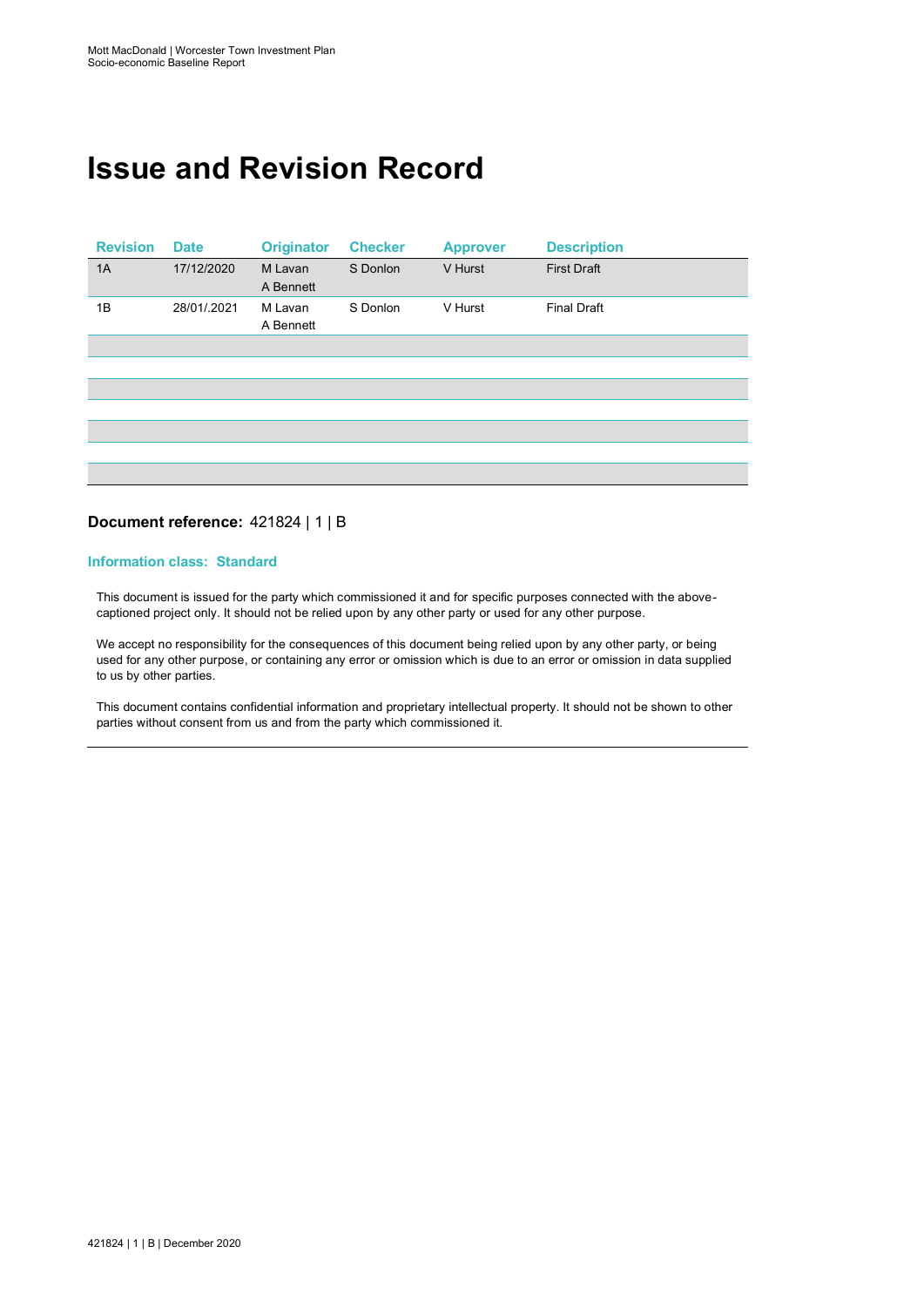# Issue and Revision Record

| Revision | Date | Originator | Checker | Approver | Description |
|---|---|---|---|---|---|
| 1A | 17/12/2020 | M Lavan<br>A Bennett | S Donlon | V Hurst | First Draft |
| 1B | 28/01/.2021 | M Lavan<br>A Bennett | S Donlon | V Hurst | Final Draft |
| | | | | | |
| | | | | | |
| | | | | | |
| | | | | | |
| | | | | | |
| | | | | | |

**Document reference:** 421824 | 1 | B

**Information class: Standard**

This document is issued for the party which commissioned it and for specific purposes connected with the above-captioned project only. It should not be relied upon by any other party or used for any other purpose.

We accept no responsibility for the consequences of this document being relied upon by any other party, or being used for any other purpose, or containing any error or omission which is due to an error or omission in data supplied to us by other parties.

This document contains confidential information and proprietary intellectual property. It should not be shown to other parties without consent from us and from the party which commissioned it.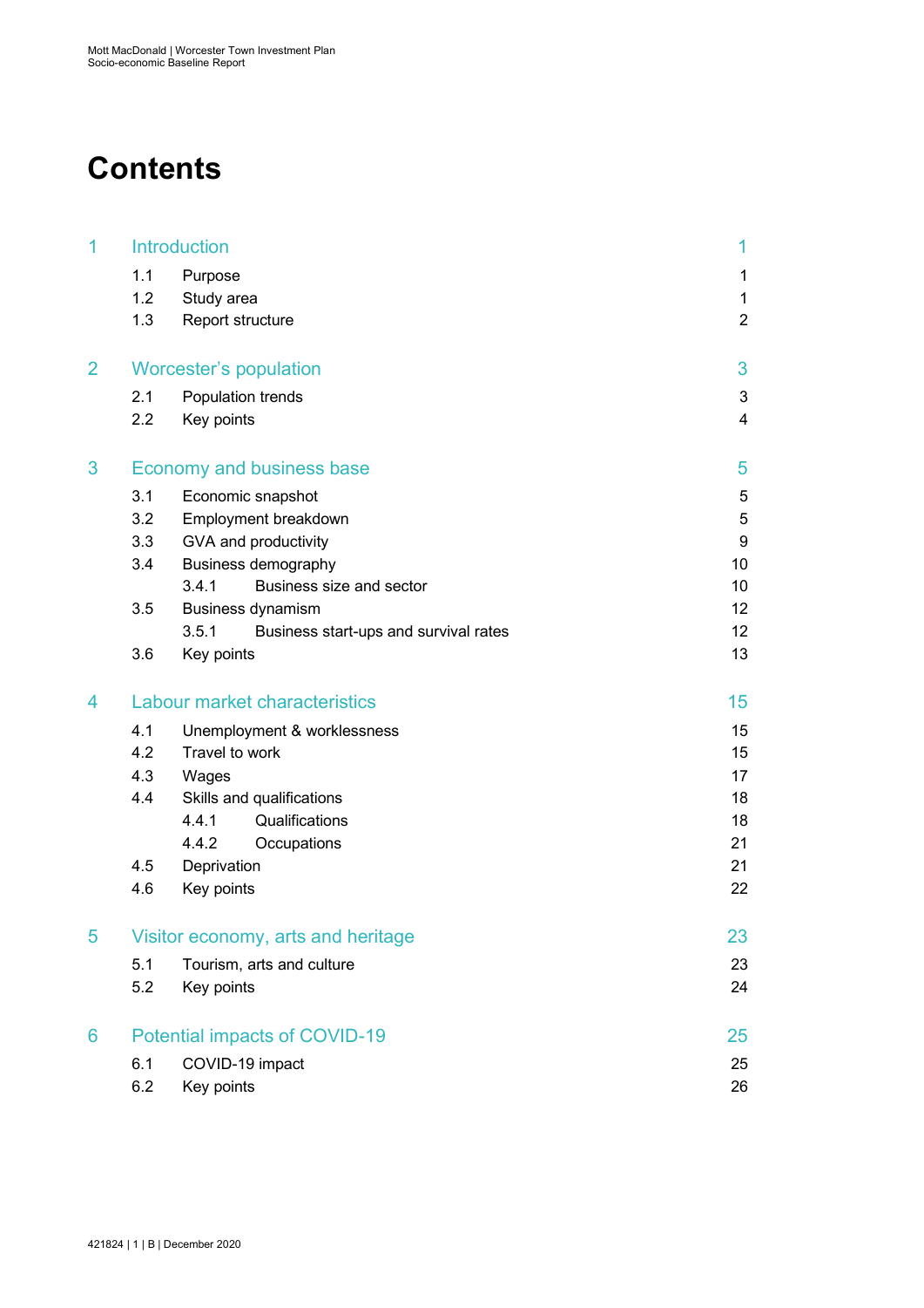# Contents

| | | | |
|---|---|---|---|
| 1 | Introduction | | 1 |
| | 1.1 | Purpose | 1 |
| | 1.2 | Study area | 1 |
| | 1.3 | Report structure | 2 |
| 2 | Worcester's population | | 3 |
| | 2.1 | Population trends | 3 |
| | 2.2 | Key points | 4 |
| 3 | Economy and business base | | 5 |
| | 3.1 | Economic snapshot | 5 |
| | 3.2 | Employment breakdown | 5 |
| | 3.3 | GVA and productivity | 9 |
| | 3.4 | Business demography | 10 |
| | | 3.4.1 Business size and sector | 10 |
| | 3.5 | Business dynamism | 12 |
| | | 3.5.1 Business start-ups and survival rates | 12 |
| | 3.6 | Key points | 13 |
| 4 | Labour market characteristics | | 15 |
| | 4.1 | Unemployment & worklessness | 15 |
| | 4.2 | Travel to work | 15 |
| | 4.3 | Wages | 17 |
| | 4.4 | Skills and qualifications | 18 |
| | | 4.4.1 Qualifications | 18 |
| | | 4.4.2 Occupations | 21 |
| | 4.5 | Deprivation | 21 |
| | 4.6 | Key points | 22 |
| 5 | Visitor economy, arts and heritage | | 23 |
| | 5.1 | Tourism, arts and culture | 23 |
| | 5.2 | Key points | 24 |
| 6 | Potential impacts of COVID-19 | | 25 |
| | 6.1 | COVID-19 impact | 25 |
| | 6.2 | Key points | 26 |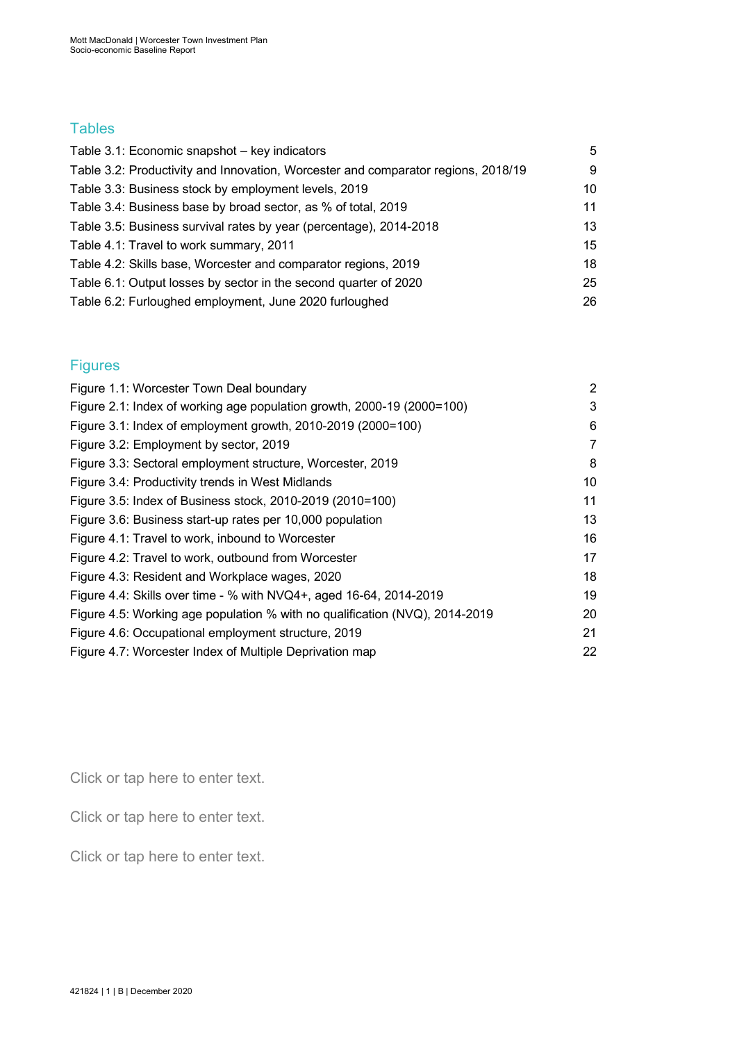## Tables

| | |
|---|---|
| Table 3.1: Economic snapshot – key indicators | 5 |
| Table 3.2: Productivity and Innovation, Worcester and comparator regions, 2018/19 | 9 |
| Table 3.3: Business stock by employment levels, 2019 | 10 |
| Table 3.4: Business base by broad sector, as % of total, 2019 | 11 |
| Table 3.5: Business survival rates by year (percentage), 2014-2018 | 13 |
| Table 4.1: Travel to work summary, 2011 | 15 |
| Table 4.2: Skills base, Worcester and comparator regions, 2019 | 18 |
| Table 6.1: Output losses by sector in the second quarter of 2020 | 25 |
| Table 6.2: Furloughed employment, June 2020 furloughed | 26 |

## Figures

| | |
|---|---|
| Figure 1.1: Worcester Town Deal boundary | 2 |
| Figure 2.1: Index of working age population growth, 2000-19 (2000=100) | 3 |
| Figure 3.1: Index of employment growth, 2010-2019 (2000=100) | 6 |
| Figure 3.2: Employment by sector, 2019 | 7 |
| Figure 3.3: Sectoral employment structure, Worcester, 2019 | 8 |
| Figure 3.4: Productivity trends in West Midlands | 10 |
| Figure 3.5: Index of Business stock, 2010-2019 (2010=100) | 11 |
| Figure 3.6: Business start-up rates per 10,000 population | 13 |
| Figure 4.1: Travel to work, inbound to Worcester | 16 |
| Figure 4.2: Travel to work, outbound from Worcester | 17 |
| Figure 4.3: Resident and Workplace wages, 2020 | 18 |
| Figure 4.4: Skills over time - % with NVQ4+, aged 16-64, 2014-2019 | 19 |
| Figure 4.5: Working age population % with no qualification (NVQ), 2014-2019 | 20 |
| Figure 4.6: Occupational employment structure, 2019 | 21 |
| Figure 4.7: Worcester Index of Multiple Deprivation map | 22 |

Click or tap here to enter text.

Click or tap here to enter text.

Click or tap here to enter text.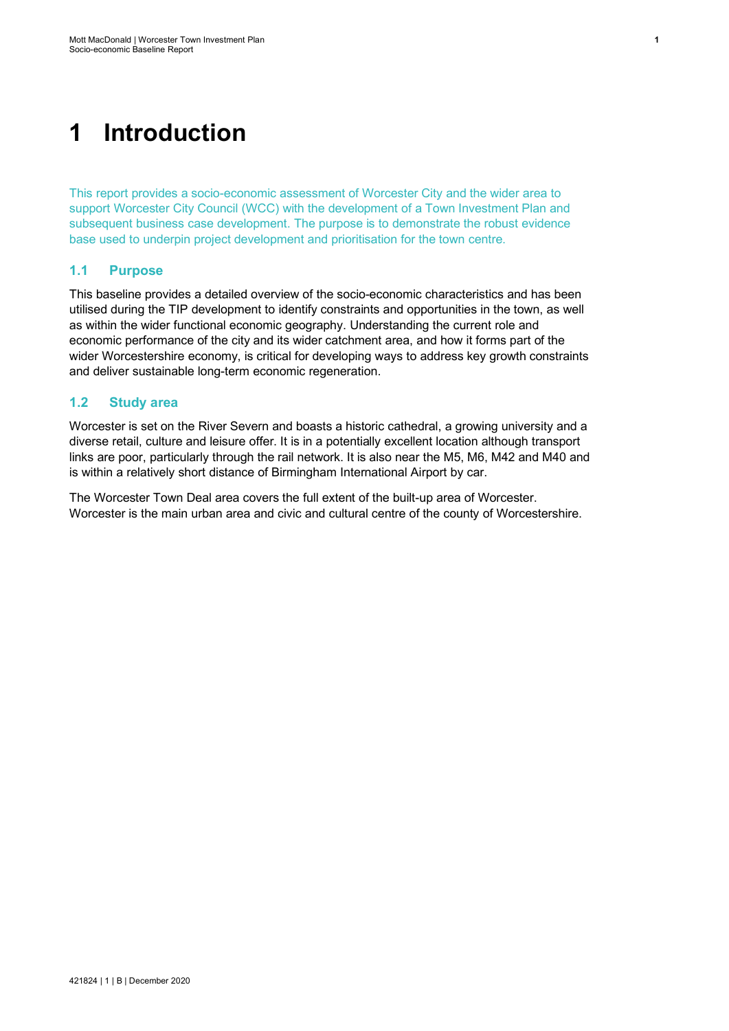# 1 Introduction

This report provides a socio-economic assessment of Worcester City and the wider area to support Worcester City Council (WCC) with the development of a Town Investment Plan and subsequent business case development. The purpose is to demonstrate the robust evidence base used to underpin project development and prioritisation for the town centre.

## 1.1 Purpose

This baseline provides a detailed overview of the socio-economic characteristics and has been utilised during the TIP development to identify constraints and opportunities in the town, as well as within the wider functional economic geography. Understanding the current role and economic performance of the city and its wider catchment area, and how it forms part of the wider Worcestershire economy, is critical for developing ways to address key growth constraints and deliver sustainable long-term economic regeneration.

## 1.2 Study area

Worcester is set on the River Severn and boasts a historic cathedral, a growing university and a diverse retail, culture and leisure offer. It is in a potentially excellent location although transport links are poor, particularly through the rail network. It is also near the M5, M6, M42 and M40 and is within a relatively short distance of Birmingham International Airport by car.

The Worcester Town Deal area covers the full extent of the built-up area of Worcester. Worcester is the main urban area and civic and cultural centre of the county of Worcestershire.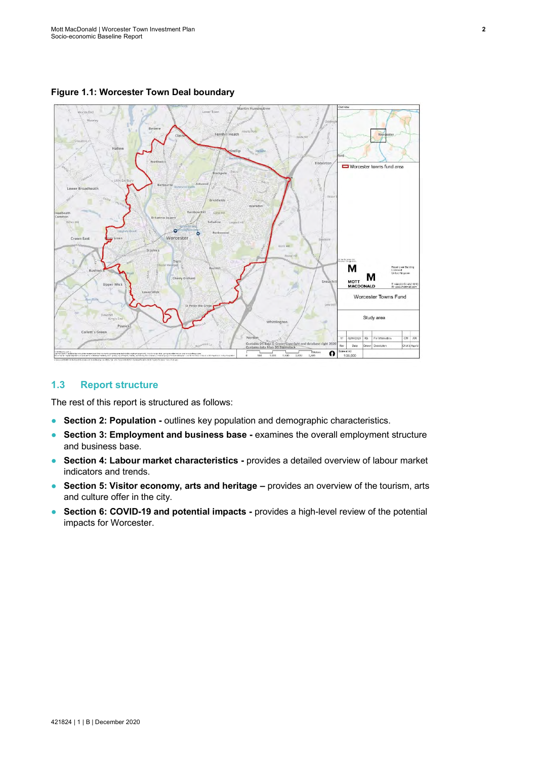**Figure 1.1: Worcester Town Deal boundary**

## 1.3 Report structure

The rest of this report is structured as follows:

- **Section 2: Population -** outlines key population and demographic characteristics.
- **Section 3: Employment and business base -** examines the overall employment structure and business base.
- **Section 4: Labour market characteristics -** provides a detailed overview of labour market indicators and trends.
- **Section 5: Visitor economy, arts and heritage –** provides an overview of the tourism, arts and culture offer in the city.
- **Section 6: COVID-19 and potential impacts -** provides a high-level review of the potential impacts for Worcester.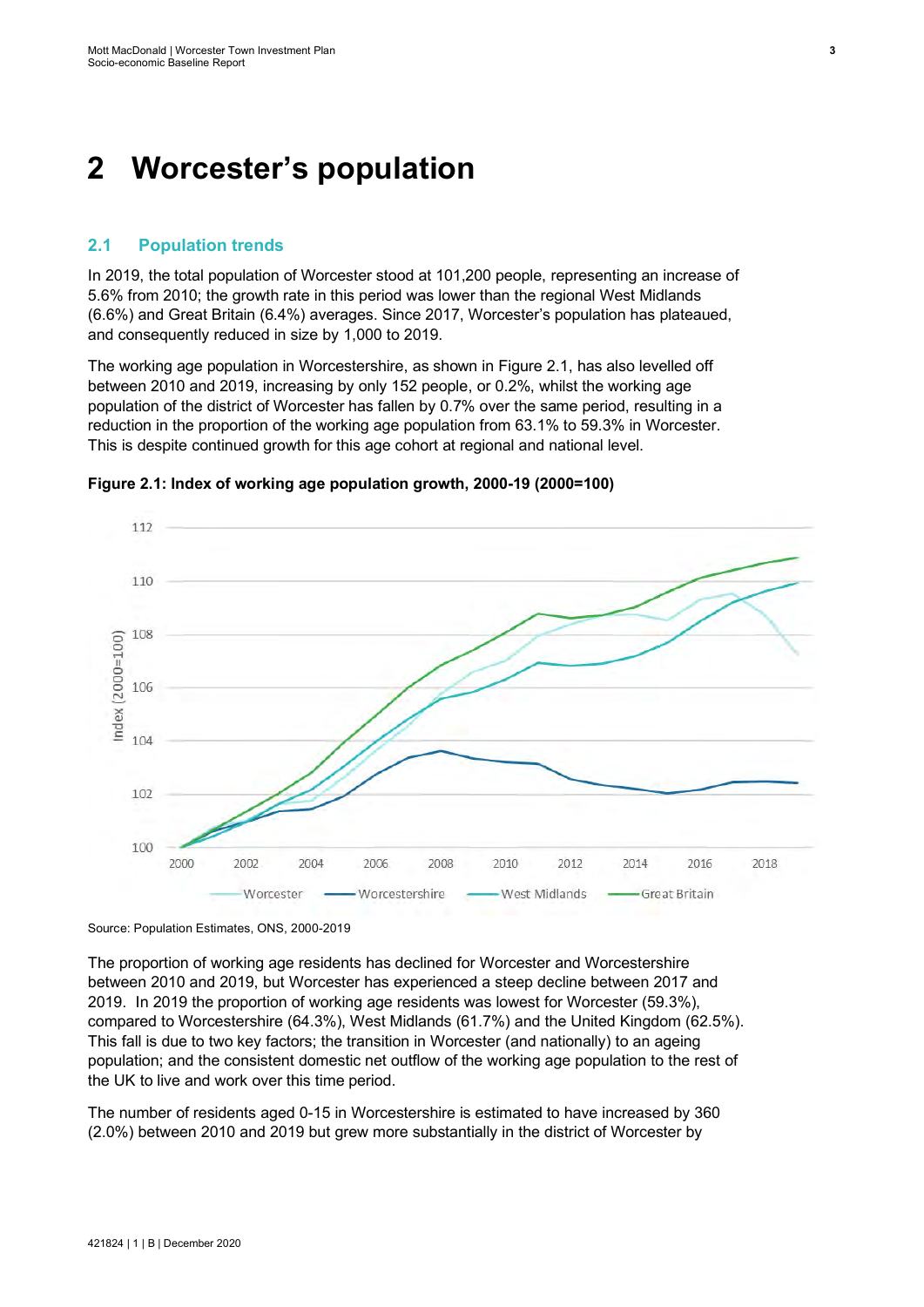# 2 Worcester's population

## 2.1 Population trends

In 2019, the total population of Worcester stood at 101,200 people, representing an increase of 5.6% from 2010; the growth rate in this period was lower than the regional West Midlands (6.6%) and Great Britain (6.4%) averages. Since 2017, Worcester's population has plateaued, and consequently reduced in size by 1,000 to 2019.

The working age population in Worcestershire, as shown in Figure 2.1, has also levelled off between 2010 and 2019, increasing by only 152 people, or 0.2%, whilst the working age population of the district of Worcester has fallen by 0.7% over the same period, resulting in a reduction in the proportion of the working age population from 63.1% to 59.3% in Worcester. This is despite continued growth for this age cohort at regional and national level.

**Figure 2.1: Index of working age population growth, 2000-19 (2000=100)**

Source: Population Estimates, ONS, 2000-2019

The proportion of working age residents has declined for Worcester and Worcestershire between 2010 and 2019, but Worcester has experienced a steep decline between 2017 and 2019. In 2019 the proportion of working age residents was lowest for Worcester (59.3%), compared to Worcestershire (64.3%), West Midlands (61.7%) and the United Kingdom (62.5%). This fall is due to two key factors; the transition in Worcester (and nationally) to an ageing population; and the consistent domestic net outflow of the working age population to the rest of the UK to live and work over this time period.

The number of residents aged 0-15 in Worcestershire is estimated to have increased by 360 (2.0%) between 2010 and 2019 but grew more substantially in the district of Worcester by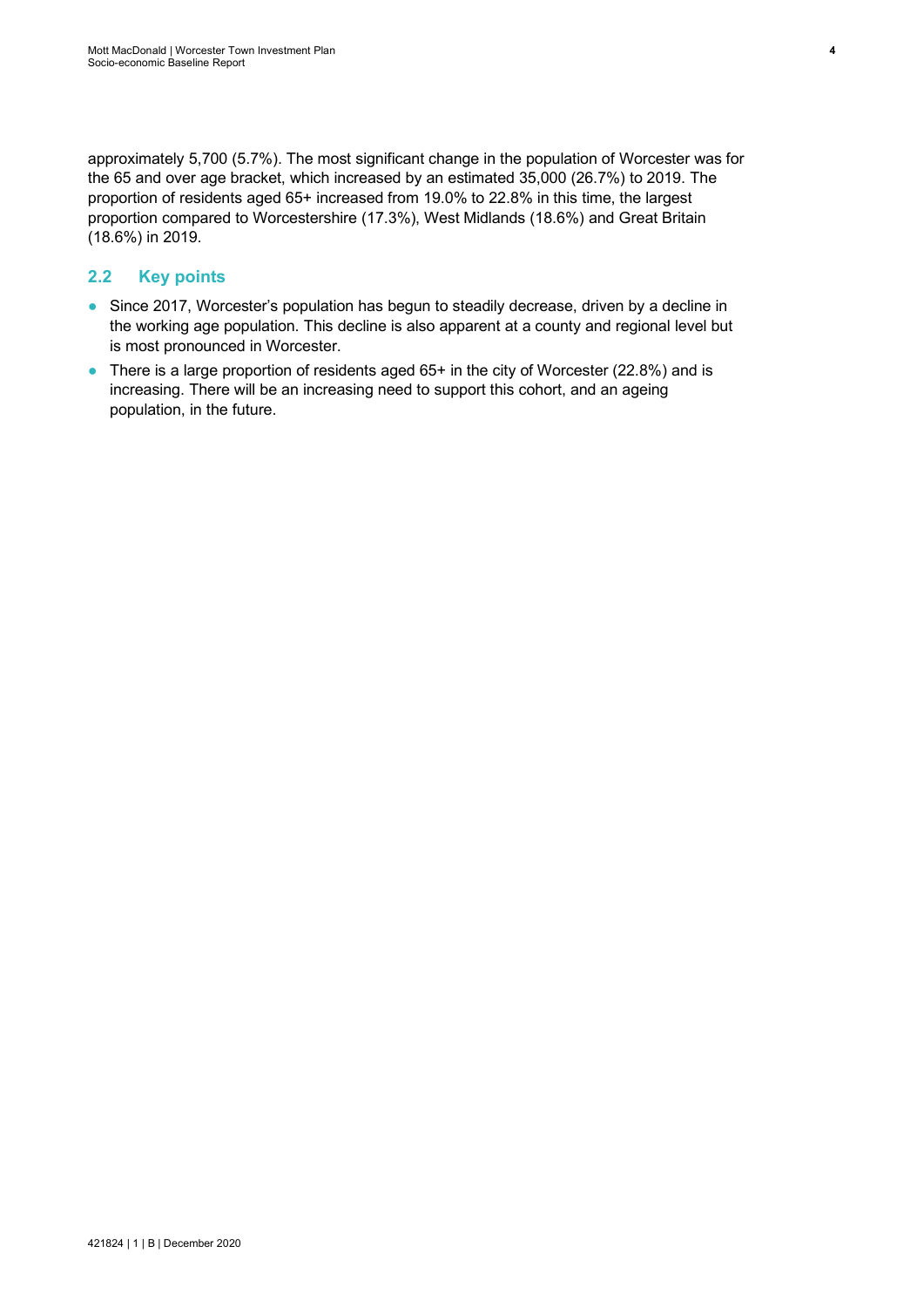approximately 5,700 (5.7%). The most significant change in the population of Worcester was for the 65 and over age bracket, which increased by an estimated 35,000 (26.7%) to 2019. The proportion of residents aged 65+ increased from 19.0% to 22.8% in this time, the largest proportion compared to Worcestershire (17.3%), West Midlands (18.6%) and Great Britain (18.6%) in 2019.

## 2.2 Key points

- Since 2017, Worcester's population has begun to steadily decrease, driven by a decline in the working age population. This decline is also apparent at a county and regional level but is most pronounced in Worcester.
- There is a large proportion of residents aged 65+ in the city of Worcester (22.8%) and is increasing. There will be an increasing need to support this cohort, and an ageing population, in the future.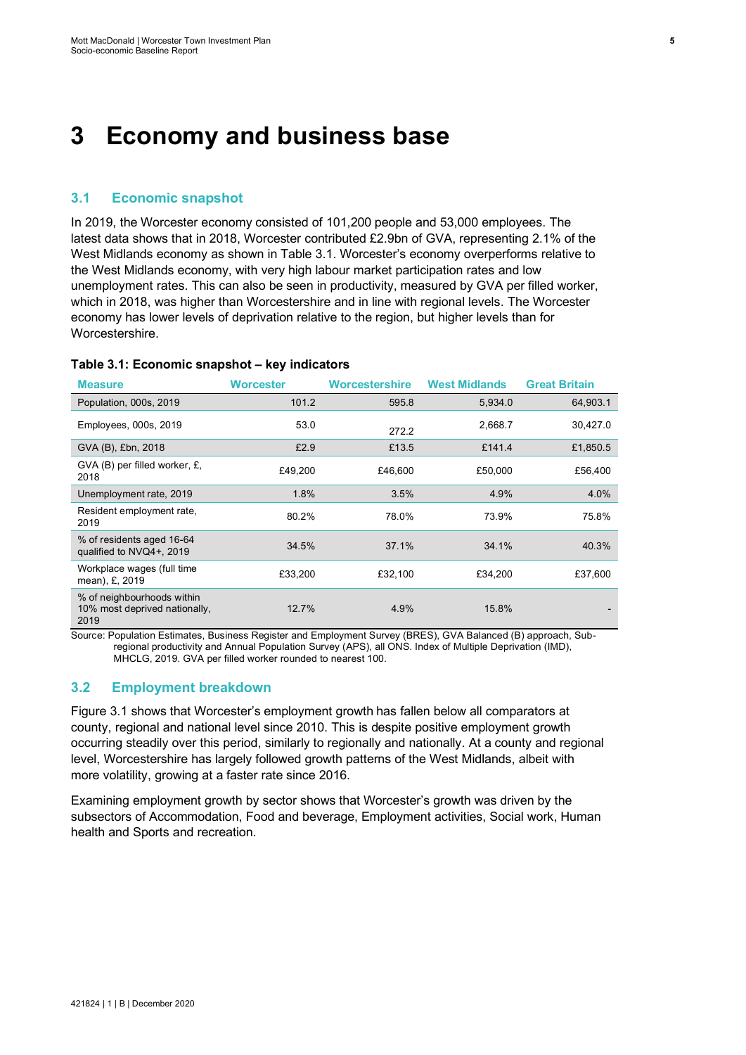# 3 Economy and business base

## 3.1 Economic snapshot

In 2019, the Worcester economy consisted of 101,200 people and 53,000 employees. The latest data shows that in 2018, Worcester contributed £2.9bn of GVA, representing 2.1% of the West Midlands economy as shown in Table 3.1. Worcester's economy overperforms relative to the West Midlands economy, with very high labour market participation rates and low unemployment rates. This can also be seen in productivity, measured by GVA per filled worker, which in 2018, was higher than Worcestershire and in line with regional levels. The Worcester economy has lower levels of deprivation relative to the region, but higher levels than for Worcestershire.

**Table 3.1: Economic snapshot – key indicators**

| Measure | Worcester | Worcestershire | West Midlands | Great Britain |
|---|---|---|---|---|
| Population, 000s, 2019 | 101.2 | 595.8 | 5,934.0 | 64,903.1 |
| Employees, 000s, 2019 | 53.0 | 272.2 | 2,668.7 | 30,427.0 |
| GVA (B), £bn, 2018 | £2.9 | £13.5 | £141.4 | £1,850.5 |
| GVA (B) per filled worker, £, 2018 | £49,200 | £46,600 | £50,000 | £56,400 |
| Unemployment rate, 2019 | 1.8% | 3.5% | 4.9% | 4.0% |
| Resident employment rate, 2019 | 80.2% | 78.0% | 73.9% | 75.8% |
| % of residents aged 16-64 qualified to NVQ4+, 2019 | 34.5% | 37.1% | 34.1% | 40.3% |
| Workplace wages (full time mean), £, 2019 | £33,200 | £32,100 | £34,200 | £37,600 |
| % of neighbourhoods within 10% most deprived nationally, 2019 | 12.7% | 4.9% | 15.8% | - |

Source: Population Estimates, Business Register and Employment Survey (BRES), GVA Balanced (B) approach, Sub-regional productivity and Annual Population Survey (APS), all ONS. Index of Multiple Deprivation (IMD), MHCLG, 2019. GVA per filled worker rounded to nearest 100.

## 3.2 Employment breakdown

Figure 3.1 shows that Worcester's employment growth has fallen below all comparators at county, regional and national level since 2010. This is despite positive employment growth occurring steadily over this period, similarly to regionally and nationally. At a county and regional level, Worcestershire has largely followed growth patterns of the West Midlands, albeit with more volatility, growing at a faster rate since 2016.

Examining employment growth by sector shows that Worcester's growth was driven by the subsectors of Accommodation, Food and beverage, Employment activities, Social work, Human health and Sports and recreation.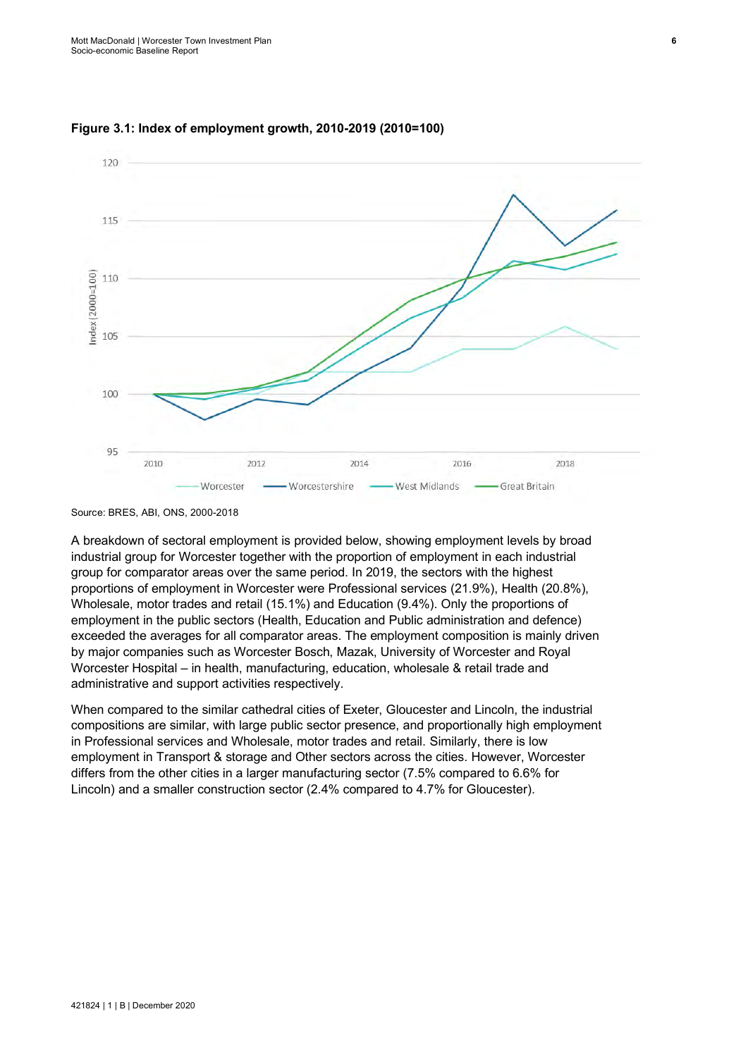**Figure 3.1: Index of employment growth, 2010-2019 (2010=100)**

Source: BRES, ABI, ONS, 2000-2018

A breakdown of sectoral employment is provided below, showing employment levels by broad industrial group for Worcester together with the proportion of employment in each industrial group for comparator areas over the same period. In 2019, the sectors with the highest proportions of employment in Worcester were Professional services (21.9%), Health (20.8%), Wholesale, motor trades and retail (15.1%) and Education (9.4%). Only the proportions of employment in the public sectors (Health, Education and Public administration and defence) exceeded the averages for all comparator areas. The employment composition is mainly driven by major companies such as Worcester Bosch, Mazak, University of Worcester and Royal Worcester Hospital – in health, manufacturing, education, wholesale & retail trade and administrative and support activities respectively.

When compared to the similar cathedral cities of Exeter, Gloucester and Lincoln, the industrial compositions are similar, with large public sector presence, and proportionally high employment in Professional services and Wholesale, motor trades and retail. Similarly, there is low employment in Transport & storage and Other sectors across the cities. However, Worcester differs from the other cities in a larger manufacturing sector (7.5% compared to 6.6% for Lincoln) and a smaller construction sector (2.4% compared to 4.7% for Gloucester).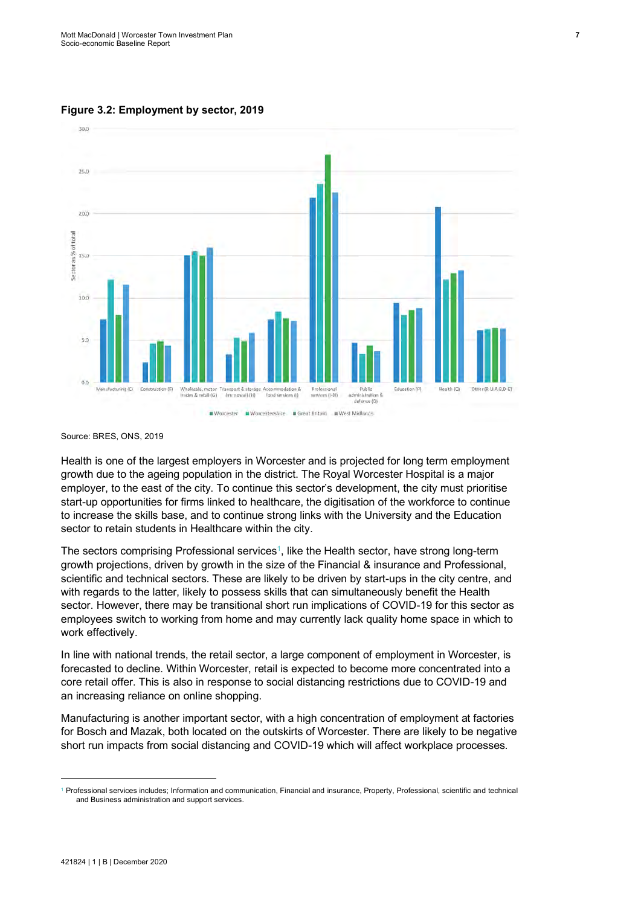**Figure 3.2: Employment by sector, 2019**

Source: BRES, ONS, 2019

Health is one of the largest employers in Worcester and is projected for long term employment growth due to the ageing population in the district. The Royal Worcester Hospital is a major employer, to the east of the city. To continue this sector's development, the city must prioritise start-up opportunities for firms linked to healthcare, the digitisation of the workforce to continue to increase the skills base, and to continue strong links with the University and the Education sector to retain students in Healthcare within the city.

The sectors comprising Professional services[1], like the Health sector, have strong long-term growth projections, driven by growth in the size of the Financial & insurance and Professional, scientific and technical sectors. These are likely to be driven by start-ups in the city centre, and with regards to the latter, likely to possess skills that can simultaneously benefit the Health sector. However, there may be transitional short run implications of COVID-19 for this sector as employees switch to working from home and may currently lack quality home space in which to work effectively.

In line with national trends, the retail sector, a large component of employment in Worcester, is forecasted to decline. Within Worcester, retail is expected to become more concentrated into a core retail offer. This is also in response to social distancing restrictions due to COVID-19 and an increasing reliance on online shopping.

Manufacturing is another important sector, with a high concentration of employment at factories for Bosch and Mazak, both located on the outskirts of Worcester. There are likely to be negative short run impacts from social distancing and COVID-19 which will affect workplace processes.

---

[1] Professional services includes; Information and communication, Financial and insurance, Property, Professional, scientific and technical and Business administration and support services.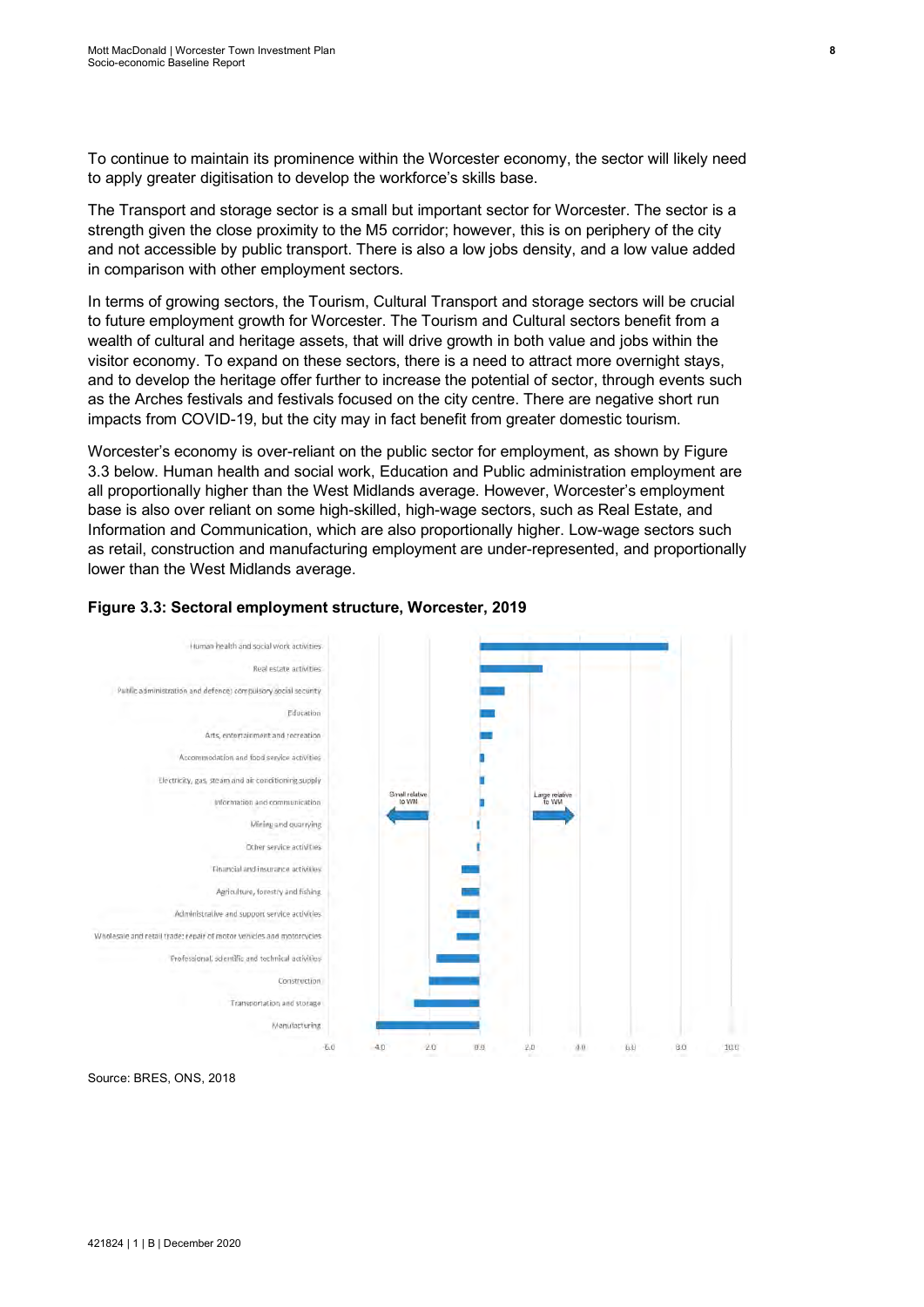To continue to maintain its prominence within the Worcester economy, the sector will likely need to apply greater digitisation to develop the workforce's skills base.

The Transport and storage sector is a small but important sector for Worcester. The sector is a strength given the close proximity to the M5 corridor; however, this is on periphery of the city and not accessible by public transport. There is also a low jobs density, and a low value added in comparison with other employment sectors.

In terms of growing sectors, the Tourism, Cultural Transport and storage sectors will be crucial to future employment growth for Worcester. The Tourism and Cultural sectors benefit from a wealth of cultural and heritage assets, that will drive growth in both value and jobs within the visitor economy. To expand on these sectors, there is a need to attract more overnight stays, and to develop the heritage offer further to increase the potential of sector, through events such as the Arches festivals and festivals focused on the city centre. There are negative short run impacts from COVID-19, but the city may in fact benefit from greater domestic tourism.

Worcester's economy is over-reliant on the public sector for employment, as shown by Figure 3.3 below. Human health and social work, Education and Public administration employment are all proportionally higher than the West Midlands average. However, Worcester's employment base is also over reliant on some high-skilled, high-wage sectors, such as Real Estate, and Information and Communication, which are also proportionally higher. Low-wage sectors such as retail, construction and manufacturing employment are under-represented, and proportionally lower than the West Midlands average.

**Figure 3.3: Sectoral employment structure, Worcester, 2019**

Source: BRES, ONS, 2018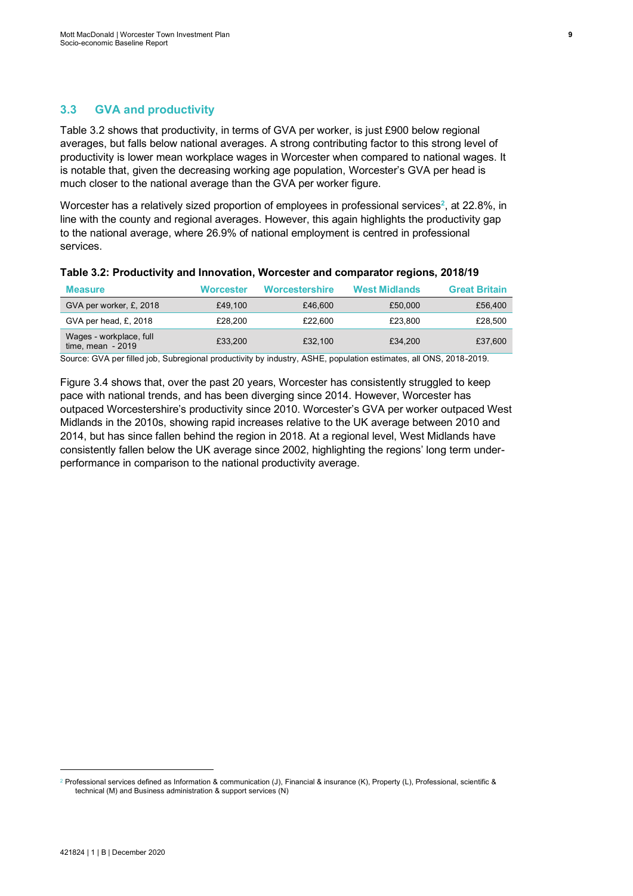### 3.3 GVA and productivity

Table 3.2 shows that productivity, in terms of GVA per worker, is just £900 below regional averages, but falls below national averages. A strong contributing factor to this strong level of productivity is lower mean workplace wages in Worcester when compared to national wages. It is notable that, given the decreasing working age population, Worcester's GVA per head is much closer to the national average than the GVA per worker figure.

Worcester has a relatively sized proportion of employees in professional services[2], at 22.8%, in line with the county and regional averages. However, this again highlights the productivity gap to the national average, where 26.9% of national employment is centred in professional services.

**Table 3.2: Productivity and Innovation, Worcester and comparator regions, 2018/19**

| Measure | Worcester | Worcestershire | West Midlands | Great Britain |
|---|---|---|---|---|
| GVA per worker, £, 2018 | £49,100 | £46,600 | £50,000 | £56,400 |
| GVA per head, £, 2018 | £28,200 | £22,600 | £23,800 | £28,500 |
| Wages - workplace, full time, mean - 2019 | £33,200 | £32,100 | £34,200 | £37,600 |

Source: GVA per filled job, Subregional productivity by industry, ASHE, population estimates, all ONS, 2018-2019.

Figure 3.4 shows that, over the past 20 years, Worcester has consistently struggled to keep pace with national trends, and has been diverging since 2014. However, Worcester has outpaced Worcestershire's productivity since 2010. Worcester's GVA per worker outpaced West Midlands in the 2010s, showing rapid increases relative to the UK average between 2010 and 2014, but has since fallen behind the region in 2018. At a regional level, West Midlands have consistently fallen below the UK average since 2002, highlighting the regions' long term under-performance in comparison to the national productivity average.

[2] Professional services defined as Information & communication (J), Financial & insurance (K), Property (L), Professional, scientific & technical (M) and Business administration & support services (N)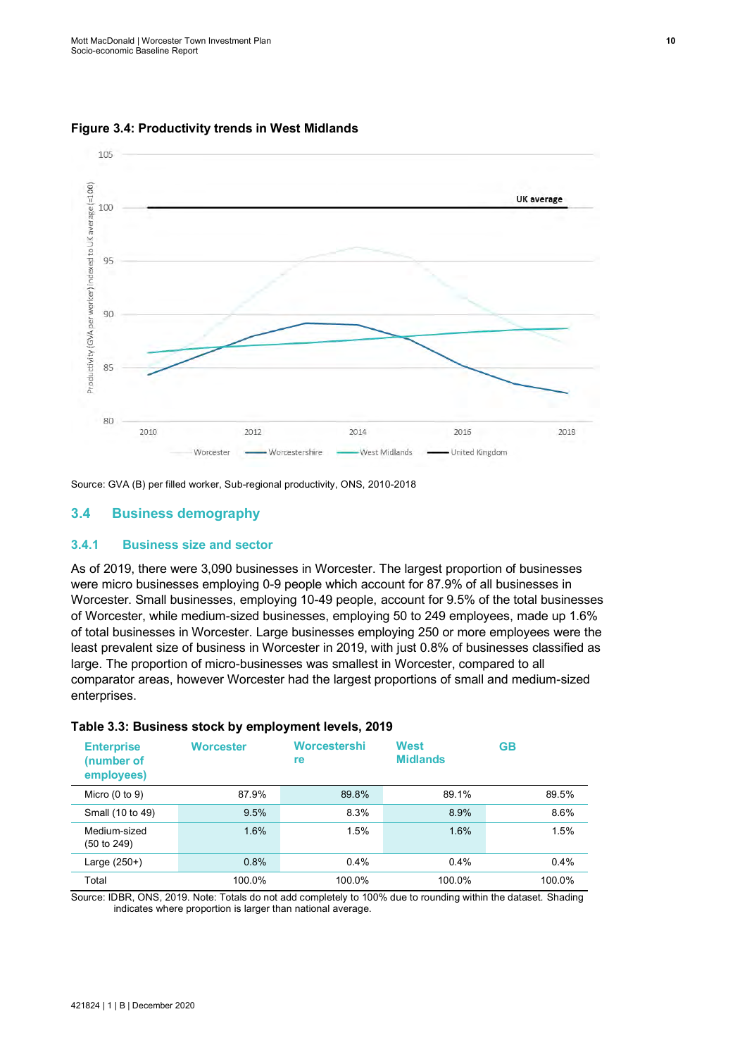**Figure 3.4: Productivity trends in West Midlands**

Source: GVA (B) per filled worker, Sub-regional productivity, ONS, 2010-2018

## 3.4 Business demography

### 3.4.1 Business size and sector

As of 2019, there were 3,090 businesses in Worcester. The largest proportion of businesses were micro businesses employing 0-9 people which account for 87.9% of all businesses in Worcester. Small businesses, employing 10-49 people, account for 9.5% of the total businesses of Worcester, while medium-sized businesses, employing 50 to 249 employees, made up 1.6% of total businesses in Worcester. Large businesses employing 250 or more employees were the least prevalent size of business in Worcester in 2019, with just 0.8% of businesses classified as large. The proportion of micro-businesses was smallest in Worcester, compared to all comparator areas, however Worcester had the largest proportions of small and medium-sized enterprises.

**Table 3.3: Business stock by employment levels, 2019**

| Enterprise (number of employees) | Worcester | Worcestershire | West Midlands | GB |
|---|---|---|---|---|
| Micro (0 to 9) | 87.9% | 89.8% | 89.1% | 89.5% |
| Small (10 to 49) | 9.5% | 8.3% | 8.9% | 8.6% |
| Medium-sized (50 to 249) | 1.6% | 1.5% | 1.6% | 1.5% |
| Large (250+) | 0.8% | 0.4% | 0.4% | 0.4% |
| Total | 100.0% | 100.0% | 100.0% | 100.0% |

Source: IDBR, ONS, 2019. Note: Totals do not add completely to 100% due to rounding within the dataset. Shading indicates where proportion is larger than national average.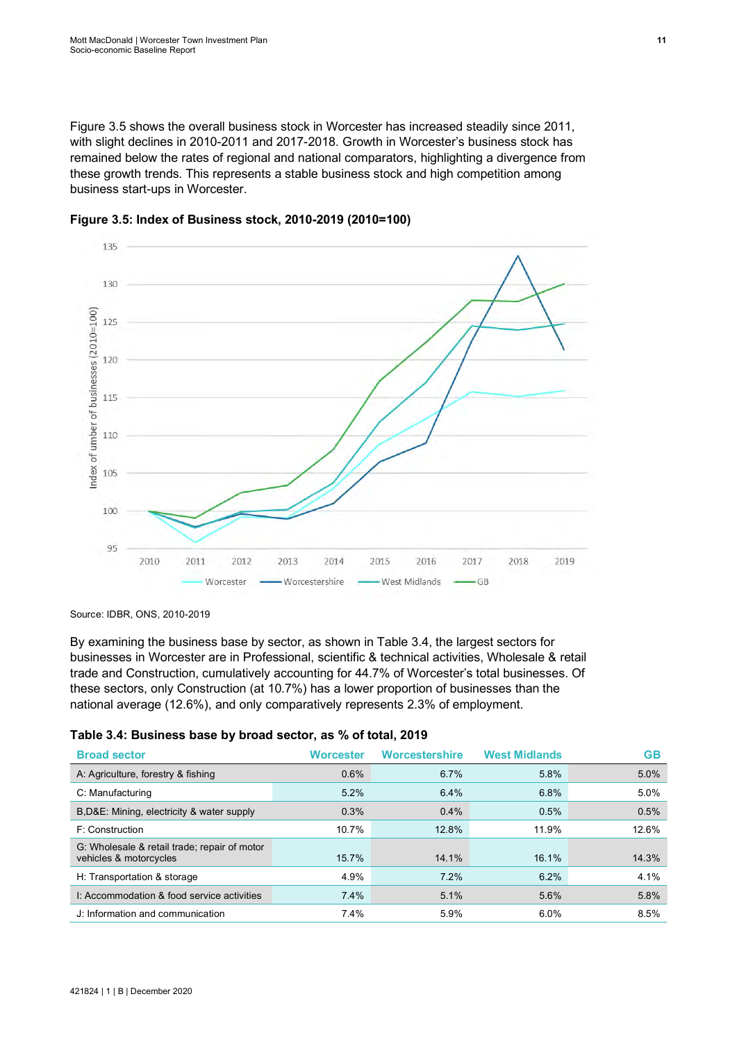Figure 3.5 shows the overall business stock in Worcester has increased steadily since 2011, with slight declines in 2010-2011 and 2017-2018. Growth in Worcester's business stock has remained below the rates of regional and national comparators, highlighting a divergence from these growth trends. This represents a stable business stock and high competition among business start-ups in Worcester.

**Figure 3.5: Index of Business stock, 2010-2019 (2010=100)**

Source: IDBR, ONS, 2010-2019

By examining the business base by sector, as shown in Table 3.4, the largest sectors for businesses in Worcester are in Professional, scientific & technical activities, Wholesale & retail trade and Construction, cumulatively accounting for 44.7% of Worcester's total businesses. Of these sectors, only Construction (at 10.7%) has a lower proportion of businesses than the national average (12.6%), and only comparatively represents 2.3% of employment.

**Table 3.4: Business base by broad sector, as % of total, 2019**

| Broad sector | Worcester | Worcestershire | West Midlands | GB |
|---|---|---|---|---|
| A: Agriculture, forestry & fishing | 0.6% | 6.7% | 5.8% | 5.0% |
| C: Manufacturing | 5.2% | 6.4% | 6.8% | 5.0% |
| B,D&E: Mining, electricity & water supply | 0.3% | 0.4% | 0.5% | 0.5% |
| F: Construction | 10.7% | 12.8% | 11.9% | 12.6% |
| G: Wholesale & retail trade; repair of motor vehicles & motorcycles | 15.7% | 14.1% | 16.1% | 14.3% |
| H: Transportation & storage | 4.9% | 7.2% | 6.2% | 4.1% |
| I: Accommodation & food service activities | 7.4% | 5.1% | 5.6% | 5.8% |
| J: Information and communication | 7.4% | 5.9% | 6.0% | 8.5% |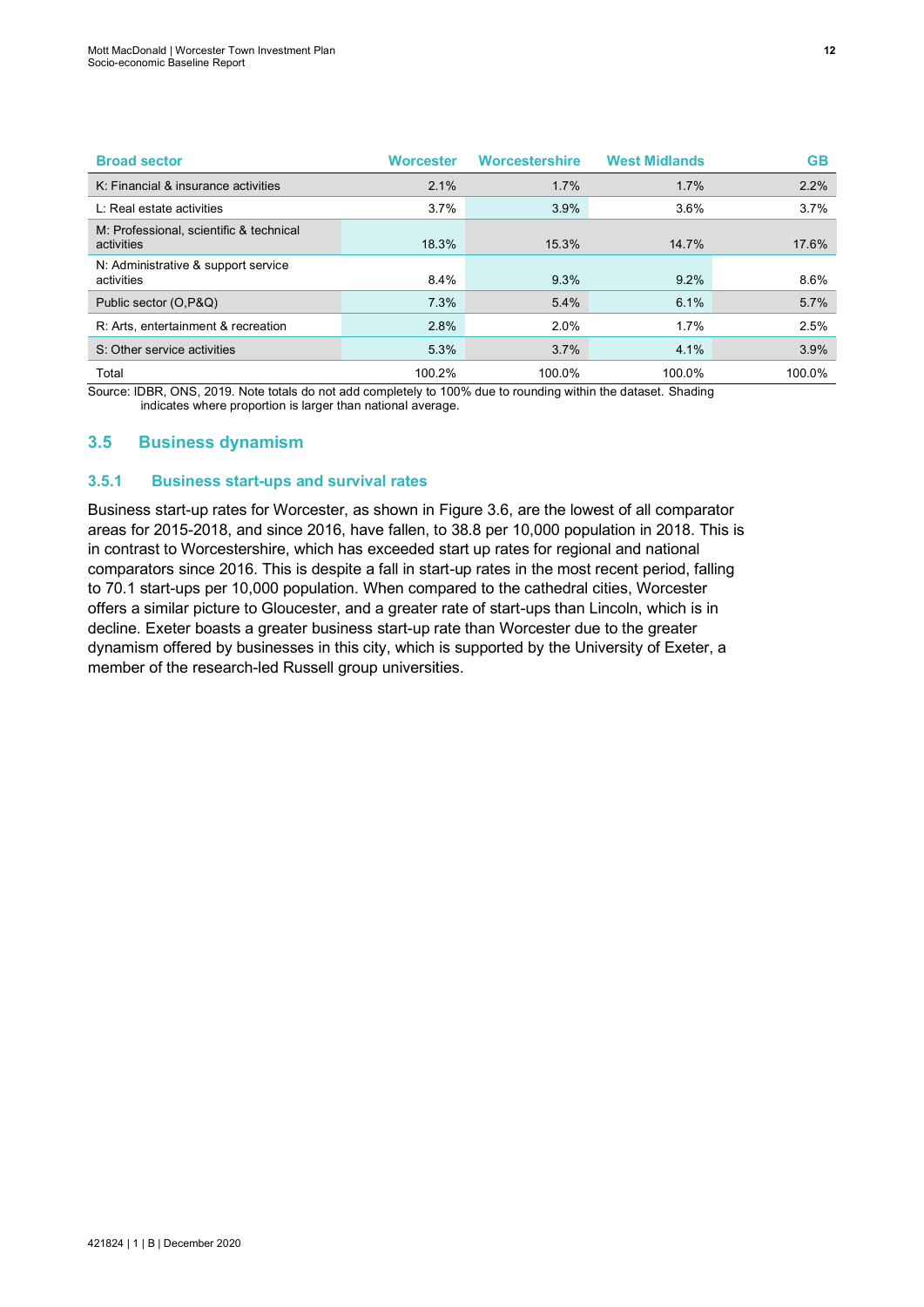| Broad sector | Worcester | Worcestershire | West Midlands | GB |
|---|---|---|---|---|
| K: Financial & insurance activities | 2.1% | 1.7% | 1.7% | 2.2% |
| L: Real estate activities | 3.7% | 3.9% | 3.6% | 3.7% |
| M: Professional, scientific & technical activities | 18.3% | 15.3% | 14.7% | 17.6% |
| N: Administrative & support service activities | 8.4% | 9.3% | 9.2% | 8.6% |
| Public sector (O,P&Q) | 7.3% | 5.4% | 6.1% | 5.7% |
| R: Arts, entertainment & recreation | 2.8% | 2.0% | 1.7% | 2.5% |
| S: Other service activities | 5.3% | 3.7% | 4.1% | 3.9% |
| Total | 100.2% | 100.0% | 100.0% | 100.0% |

Source: IDBR, ONS, 2019. Note totals do not add completely to 100% due to rounding within the dataset. Shading indicates where proportion is larger than national average.

## 3.5 Business dynamism

### 3.5.1 Business start-ups and survival rates

Business start-up rates for Worcester, as shown in Figure 3.6, are the lowest of all comparator areas for 2015-2018, and since 2016, have fallen, to 38.8 per 10,000 population in 2018. This is in contrast to Worcestershire, which has exceeded start up rates for regional and national comparators since 2016. This is despite a fall in start-up rates in the most recent period, falling to 70.1 start-ups per 10,000 population. When compared to the cathedral cities, Worcester offers a similar picture to Gloucester, and a greater rate of start-ups than Lincoln, which is in decline. Exeter boasts a greater business start-up rate than Worcester due to the greater dynamism offered by businesses in this city, which is supported by the University of Exeter, a member of the research-led Russell group universities.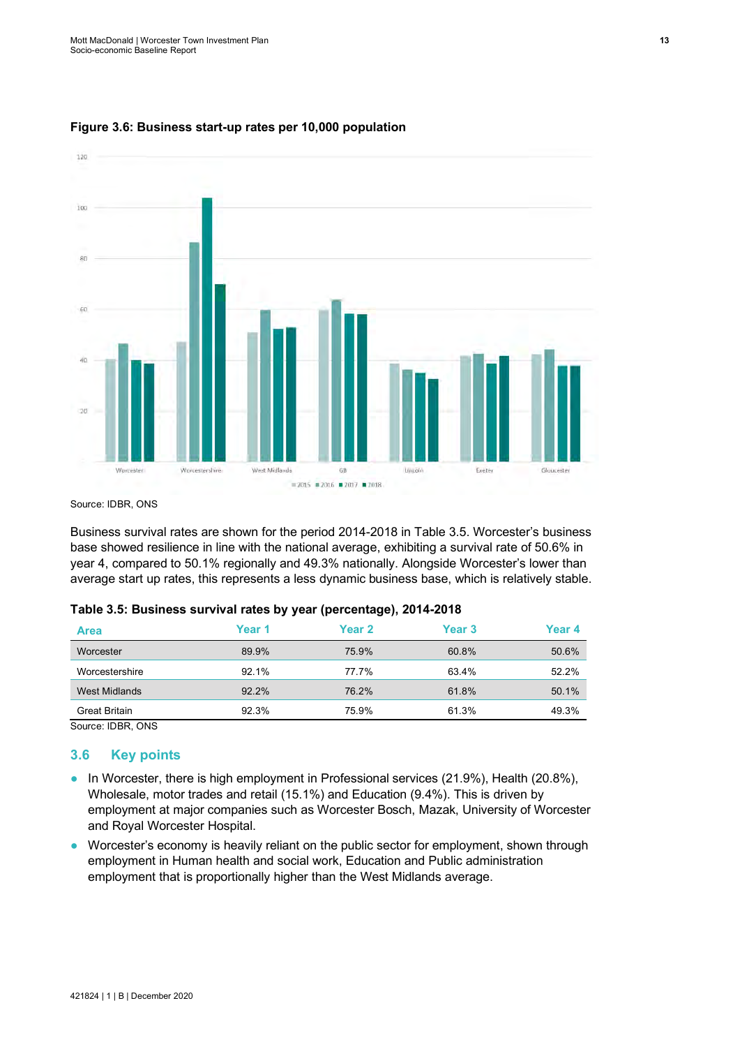**Figure 3.6: Business start-up rates per 10,000 population**

Source: IDBR, ONS

Business survival rates are shown for the period 2014-2018 in Table 3.5. Worcester's business base showed resilience in line with the national average, exhibiting a survival rate of 50.6% in year 4, compared to 50.1% regionally and 49.3% nationally. Alongside Worcester's lower than average start up rates, this represents a less dynamic business base, which is relatively stable.

**Table 3.5: Business survival rates by year (percentage), 2014-2018**

| Area | Year 1 | Year 2 | Year 3 | Year 4 |
|---|---|---|---|---|
| Worcester | 89.9% | 75.9% | 60.8% | 50.6% |
| Worcestershire | 92.1% | 77.7% | 63.4% | 52.2% |
| West Midlands | 92.2% | 76.2% | 61.8% | 50.1% |
| Great Britain | 92.3% | 75.9% | 61.3% | 49.3% |

Source: IDBR, ONS

## 3.6 Key points

- In Worcester, there is high employment in Professional services (21.9%), Health (20.8%), Wholesale, motor trades and retail (15.1%) and Education (9.4%). This is driven by employment at major companies such as Worcester Bosch, Mazak, University of Worcester and Royal Worcester Hospital.
- Worcester's economy is heavily reliant on the public sector for employment, shown through employment in Human health and social work, Education and Public administration employment that is proportionally higher than the West Midlands average.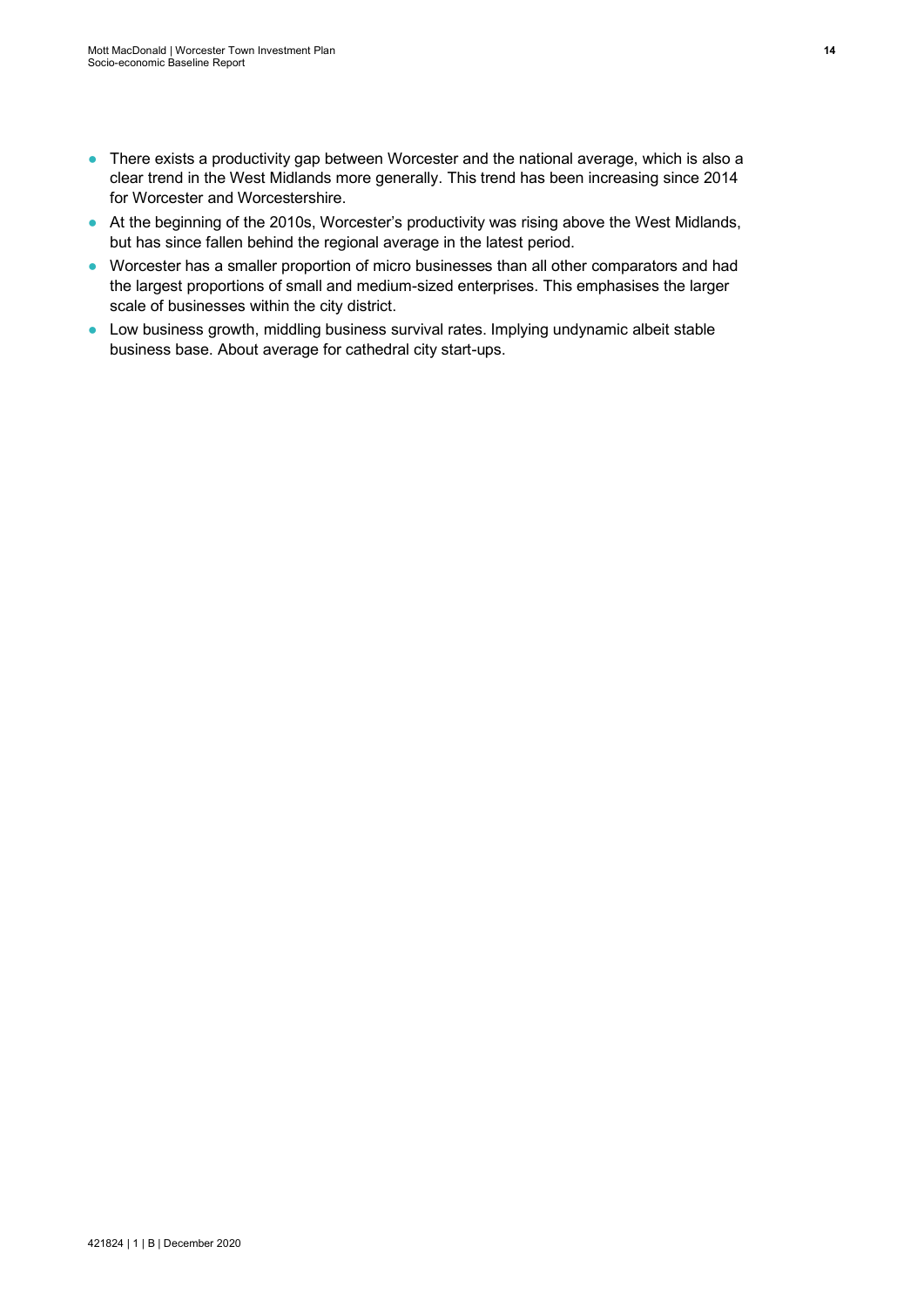- There exists a productivity gap between Worcester and the national average, which is also a clear trend in the West Midlands more generally. This trend has been increasing since 2014 for Worcester and Worcestershire.
- At the beginning of the 2010s, Worcester's productivity was rising above the West Midlands, but has since fallen behind the regional average in the latest period.
- Worcester has a smaller proportion of micro businesses than all other comparators and had the largest proportions of small and medium-sized enterprises. This emphasises the larger scale of businesses within the city district.
- Low business growth, middling business survival rates. Implying undynamic albeit stable business base. About average for cathedral city start-ups.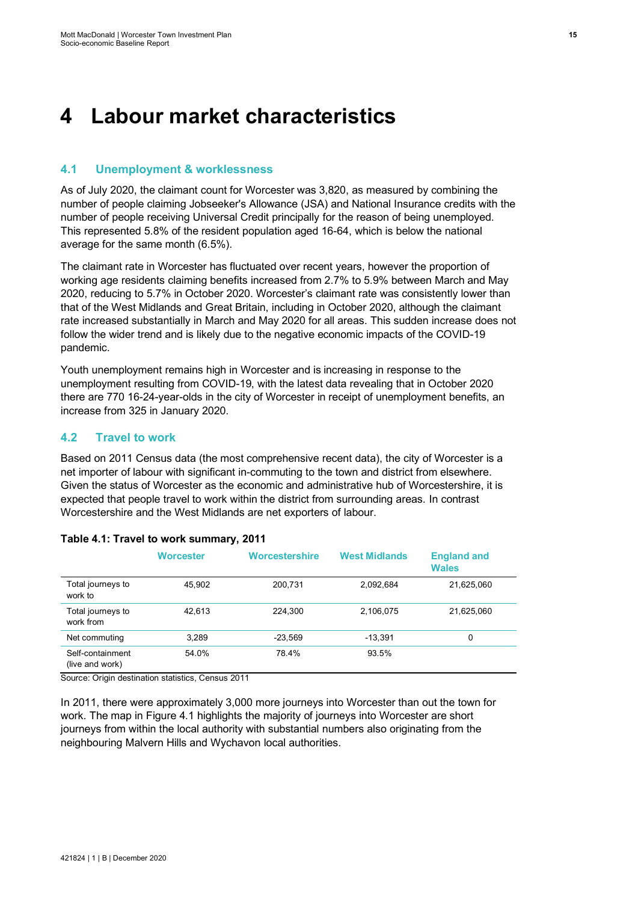# 4 Labour market characteristics

## 4.1 Unemployment & worklessness

As of July 2020, the claimant count for Worcester was 3,820, as measured by combining the number of people claiming Jobseeker's Allowance (JSA) and National Insurance credits with the number of people receiving Universal Credit principally for the reason of being unemployed. This represented 5.8% of the resident population aged 16-64, which is below the national average for the same month (6.5%).

The claimant rate in Worcester has fluctuated over recent years, however the proportion of working age residents claiming benefits increased from 2.7% to 5.9% between March and May 2020, reducing to 5.7% in October 2020. Worcester's claimant rate was consistently lower than that of the West Midlands and Great Britain, including in October 2020, although the claimant rate increased substantially in March and May 2020 for all areas. This sudden increase does not follow the wider trend and is likely due to the negative economic impacts of the COVID-19 pandemic.

Youth unemployment remains high in Worcester and is increasing in response to the unemployment resulting from COVID-19, with the latest data revealing that in October 2020 there are 770 16-24-year-olds in the city of Worcester in receipt of unemployment benefits, an increase from 325 in January 2020.

## 4.2 Travel to work

Based on 2011 Census data (the most comprehensive recent data), the city of Worcester is a net importer of labour with significant in-commuting to the town and district from elsewhere. Given the status of Worcester as the economic and administrative hub of Worcestershire, it is expected that people travel to work within the district from surrounding areas. In contrast Worcestershire and the West Midlands are net exporters of labour.

**Table 4.1: Travel to work summary, 2011**

| | Worcester | Worcestershire | West Midlands | England and Wales |
|---|---|---|---|---|
| Total journeys to work to | 45,902 | 200,731 | 2,092,684 | 21,625,060 |
| Total journeys to work from | 42,613 | 224,300 | 2,106,075 | 21,625,060 |
| Net commuting | 3,289 | -23,569 | -13,391 | 0 |
| Self-containment (live and work) | 54.0% | 78.4% | 93.5% | |

Source: Origin destination statistics, Census 2011

In 2011, there were approximately 3,000 more journeys into Worcester than out the town for work. The map in Figure 4.1 highlights the majority of journeys into Worcester are short journeys from within the local authority with substantial numbers also originating from the neighbouring Malvern Hills and Wychavon local authorities.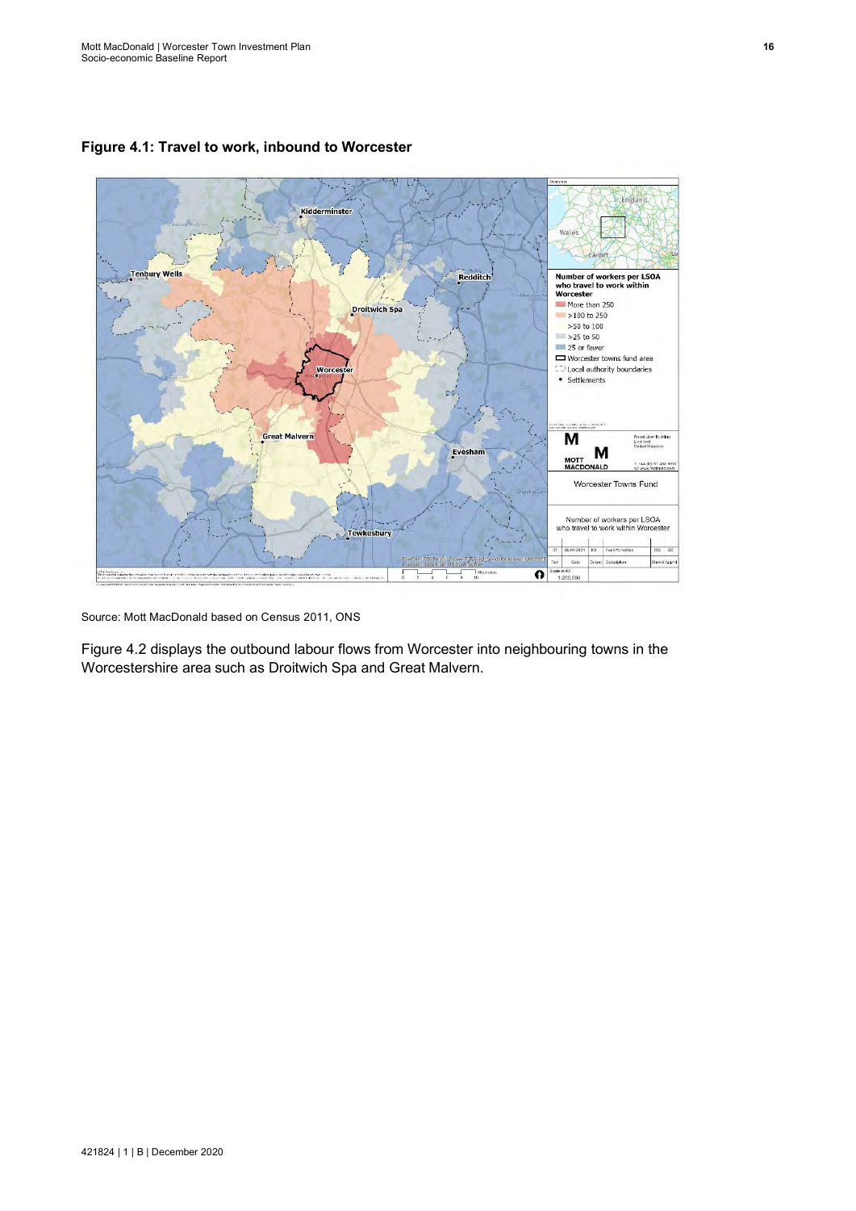**Figure 4.1: Travel to work, inbound to Worcester**

Source: Mott MacDonald based on Census 2011, ONS

Figure 4.2 displays the outbound labour flows from Worcester into neighbouring towns in the Worcestershire area such as Droitwich Spa and Great Malvern.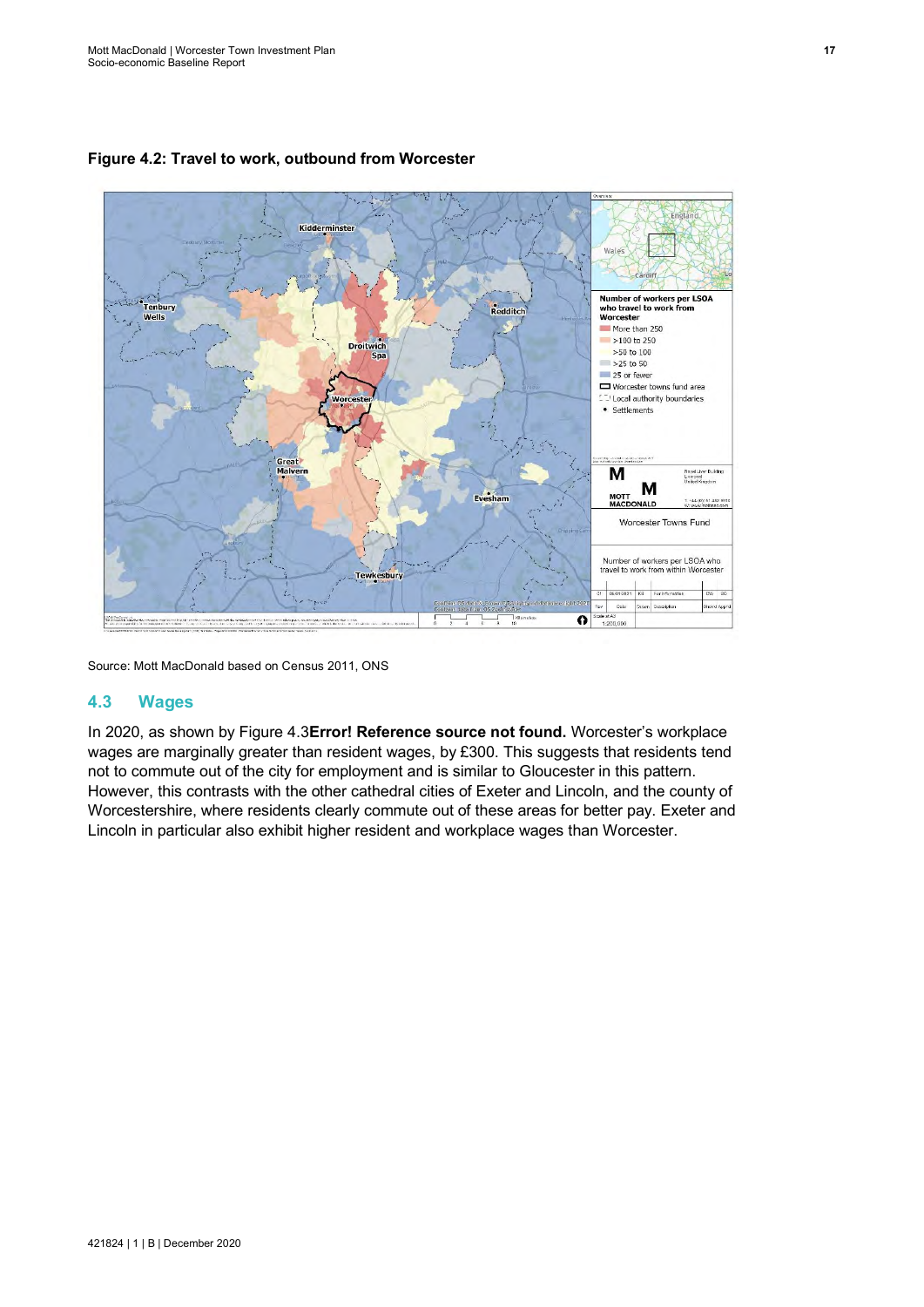**Figure 4.2: Travel to work, outbound from Worcester**

Source: Mott MacDonald based on Census 2011, ONS

## 4.3 Wages

In 2020, as shown by Figure 4.3**Error! Reference source not found.** Worcester's workplace wages are marginally greater than resident wages, by £300. This suggests that residents tend not to commute out of the city for employment and is similar to Gloucester in this pattern. However, this contrasts with the other cathedral cities of Exeter and Lincoln, and the county of Worcestershire, where residents clearly commute out of these areas for better pay. Exeter and Lincoln in particular also exhibit higher resident and workplace wages than Worcester.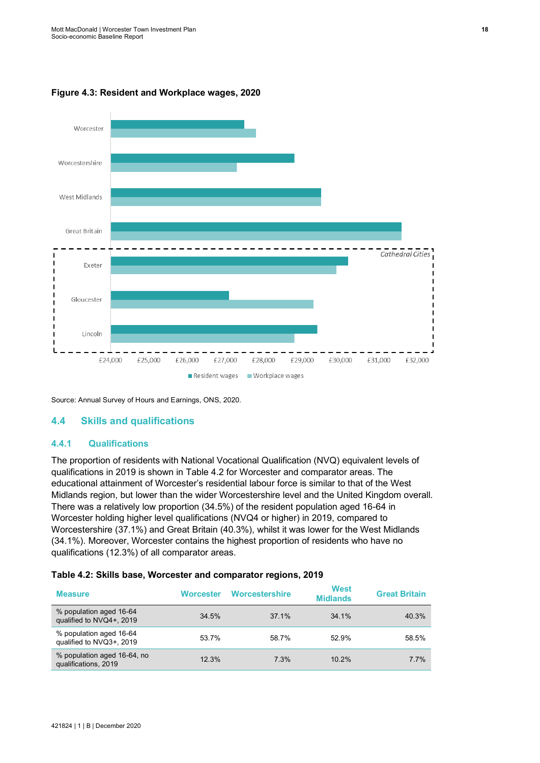**Figure 4.3: Resident and Workplace wages, 2020**

Source: Annual Survey of Hours and Earnings, ONS, 2020.

## 4.4 Skills and qualifications

### 4.4.1 Qualifications

The proportion of residents with National Vocational Qualification (NVQ) equivalent levels of qualifications in 2019 is shown in Table 4.2 for Worcester and comparator areas. The educational attainment of Worcester's residential labour force is similar to that of the West Midlands region, but lower than the wider Worcestershire level and the United Kingdom overall. There was a relatively low proportion (34.5%) of the resident population aged 16-64 in Worcester holding higher level qualifications (NVQ4 or higher) in 2019, compared to Worcestershire (37.1%) and Great Britain (40.3%), whilst it was lower for the West Midlands (34.1%). Moreover, Worcester contains the highest proportion of residents who have no qualifications (12.3%) of all comparator areas.

**Table 4.2: Skills base, Worcester and comparator regions, 2019**

| Measure | Worcester | Worcestershire | West Midlands | Great Britain |
|---|---|---|---|---|
| % population aged 16-64 qualified to NVQ4+, 2019 | 34.5% | 37.1% | 34.1% | 40.3% |
| % population aged 16-64 qualified to NVQ3+, 2019 | 53.7% | 58.7% | 52.9% | 58.5% |
| % population aged 16-64, no qualifications, 2019 | 12.3% | 7.3% | 10.2% | 7.7% |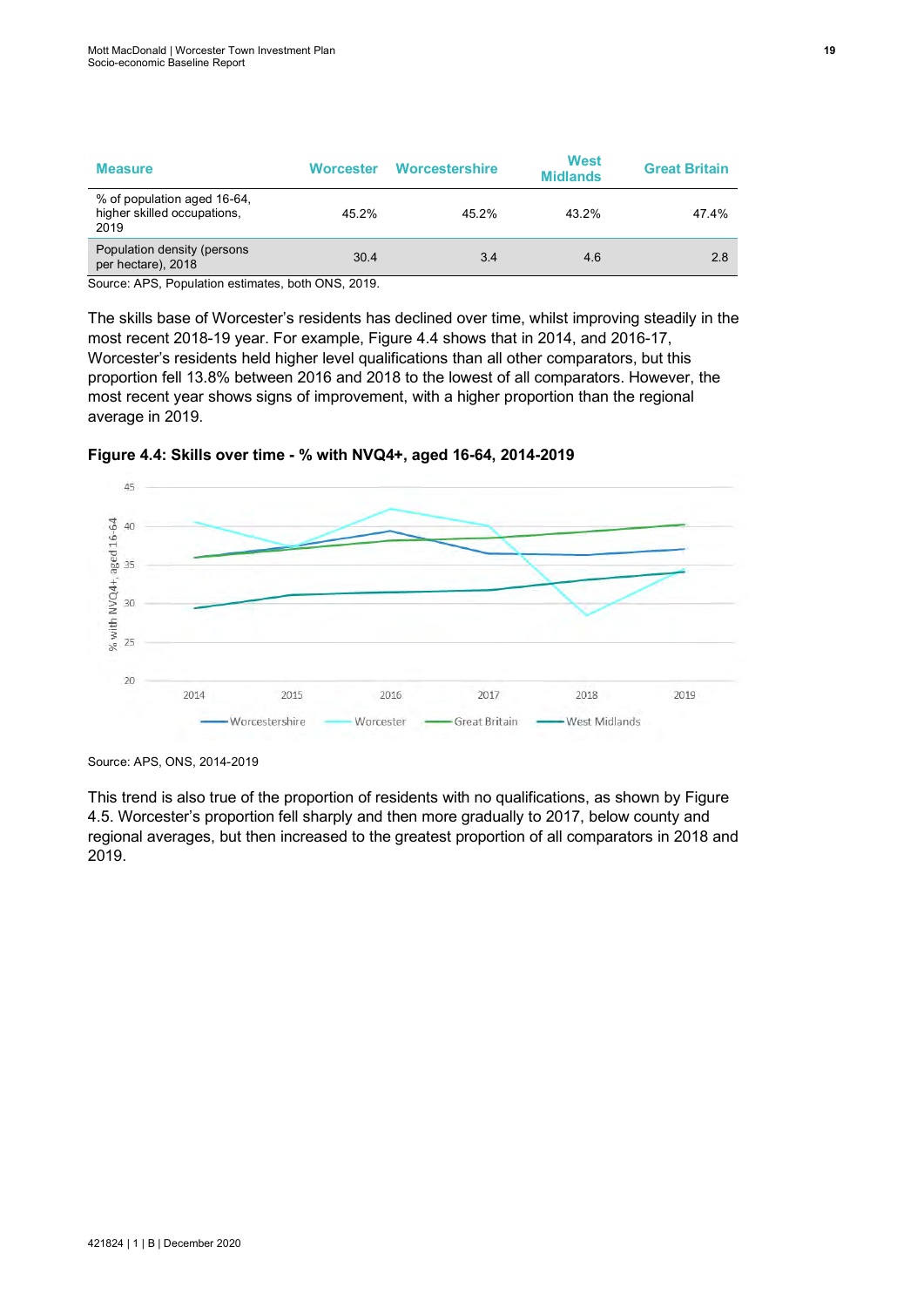| Measure | Worcester | Worcestershire | West Midlands | Great Britain |
|---|---|---|---|---|
| % of population aged 16-64, higher skilled occupations, 2019 | 45.2% | 45.2% | 43.2% | 47.4% |
| Population density (persons per hectare), 2018 | 30.4 | 3.4 | 4.6 | 2.8 |

Source: APS, Population estimates, both ONS, 2019.

The skills base of Worcester's residents has declined over time, whilst improving steadily in the most recent 2018-19 year. For example, Figure 4.4 shows that in 2014, and 2016-17, Worcester's residents held higher level qualifications than all other comparators, but this proportion fell 13.8% between 2016 and 2018 to the lowest of all comparators. However, the most recent year shows signs of improvement, with a higher proportion than the regional average in 2019.

**Figure 4.4: Skills over time - % with NVQ4+, aged 16-64, 2014-2019**

Source: APS, ONS, 2014-2019

This trend is also true of the proportion of residents with no qualifications, as shown by Figure 4.5. Worcester's proportion fell sharply and then more gradually to 2017, below county and regional averages, but then increased to the greatest proportion of all comparators in 2018 and 2019.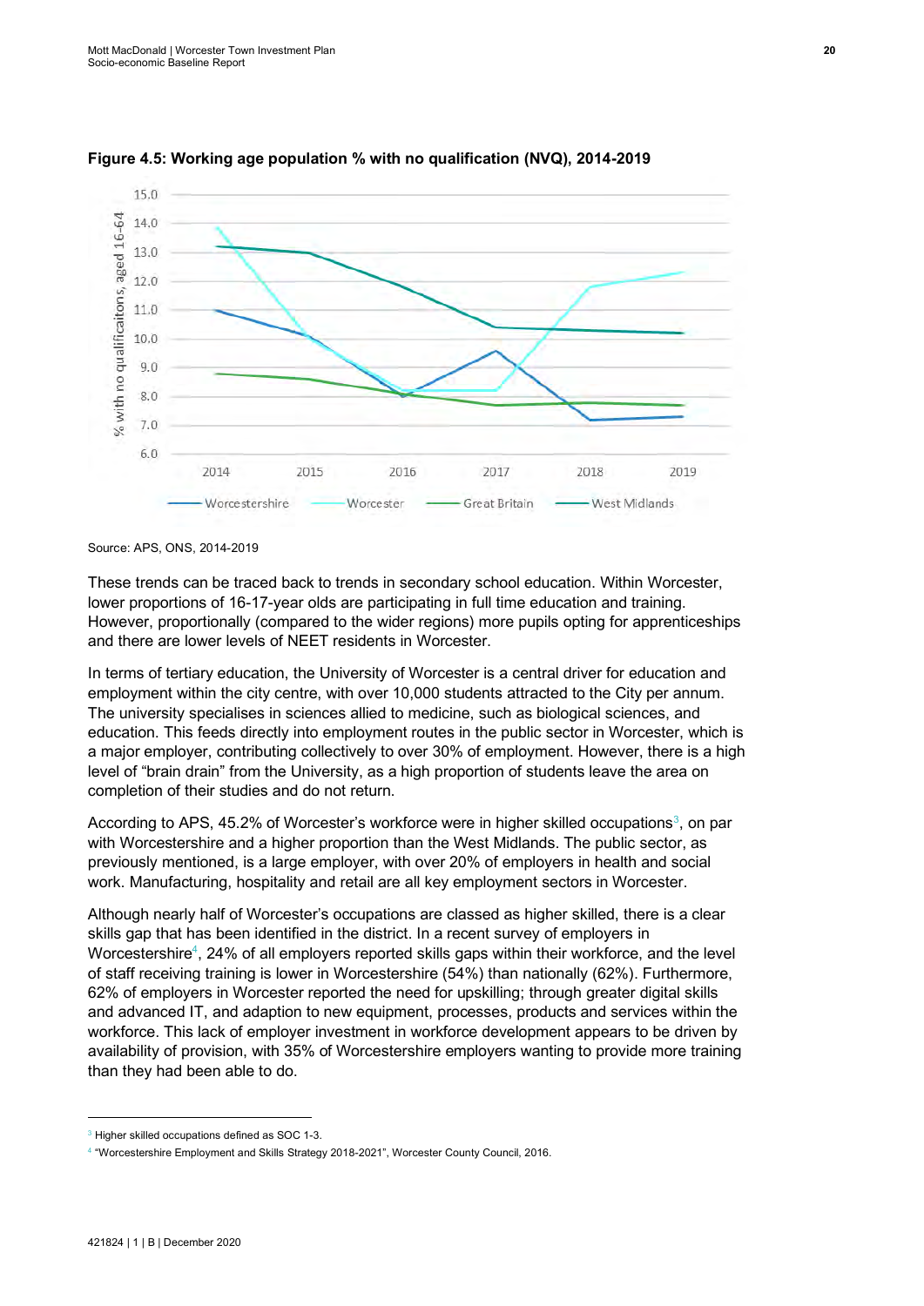**Figure 4.5: Working age population % with no qualification (NVQ), 2014-2019**

Source: APS, ONS, 2014-2019

These trends can be traced back to trends in secondary school education. Within Worcester, lower proportions of 16-17-year olds are participating in full time education and training. However, proportionally (compared to the wider regions) more pupils opting for apprenticeships and there are lower levels of NEET residents in Worcester.

In terms of tertiary education, the University of Worcester is a central driver for education and employment within the city centre, with over 10,000 students attracted to the City per annum. The university specialises in sciences allied to medicine, such as biological sciences, and education. This feeds directly into employment routes in the public sector in Worcester, which is a major employer, contributing collectively to over 30% of employment. However, there is a high level of "brain drain" from the University, as a high proportion of students leave the area on completion of their studies and do not return.

According to APS, 45.2% of Worcester's workforce were in higher skilled occupations[3], on par with Worcestershire and a higher proportion than the West Midlands. The public sector, as previously mentioned, is a large employer, with over 20% of employers in health and social work. Manufacturing, hospitality and retail are all key employment sectors in Worcester.

Although nearly half of Worcester's occupations are classed as higher skilled, there is a clear skills gap that has been identified in the district. In a recent survey of employers in Worcestershire[4], 24% of all employers reported skills gaps within their workforce, and the level of staff receiving training is lower in Worcestershire (54%) than nationally (62%). Furthermore, 62% of employers in Worcester reported the need for upskilling; through greater digital skills and advanced IT, and adaption to new equipment, processes, products and services within the workforce. This lack of employer investment in workforce development appears to be driven by availability of provision, with 35% of Worcestershire employers wanting to provide more training than they had been able to do.

[3] Higher skilled occupations defined as SOC 1-3.

[4] "Worcestershire Employment and Skills Strategy 2018-2021", Worcester County Council, 2016.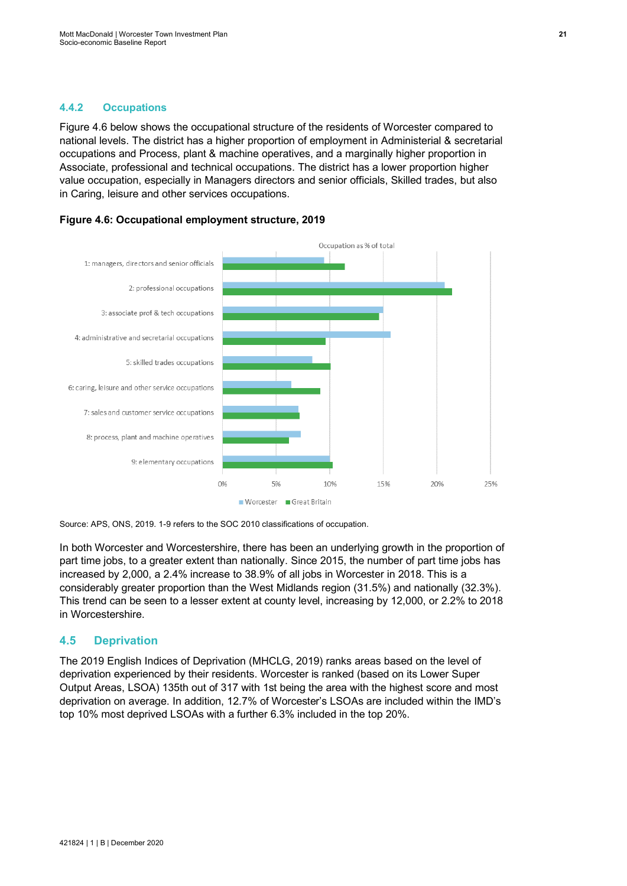### 4.4.2 Occupations

Figure 4.6 below shows the occupational structure of the residents of Worcester compared to national levels. The district has a higher proportion of employment in Administerial & secretarial occupations and Process, plant & machine operatives, and a marginally higher proportion in Associate, professional and technical occupations. The district has a lower proportion higher value occupation, especially in Managers directors and senior officials, Skilled trades, but also in Caring, leisure and other services occupations.

**Figure 4.6: Occupational employment structure, 2019**

Source: APS, ONS, 2019. 1-9 refers to the SOC 2010 classifications of occupation.

In both Worcester and Worcestershire, there has been an underlying growth in the proportion of part time jobs, to a greater extent than nationally. Since 2015, the number of part time jobs has increased by 2,000, a 2.4% increase to 38.9% of all jobs in Worcester in 2018. This is a considerably greater proportion than the West Midlands region (31.5%) and nationally (32.3%). This trend can be seen to a lesser extent at county level, increasing by 12,000, or 2.2% to 2018 in Worcestershire.

## 4.5 Deprivation

The 2019 English Indices of Deprivation (MHCLG, 2019) ranks areas based on the level of deprivation experienced by their residents. Worcester is ranked (based on its Lower Super Output Areas, LSOA) 135th out of 317 with 1st being the area with the highest score and most deprivation on average. In addition, 12.7% of Worcester's LSOAs are included within the IMD's top 10% most deprived LSOAs with a further 6.3% included in the top 20%.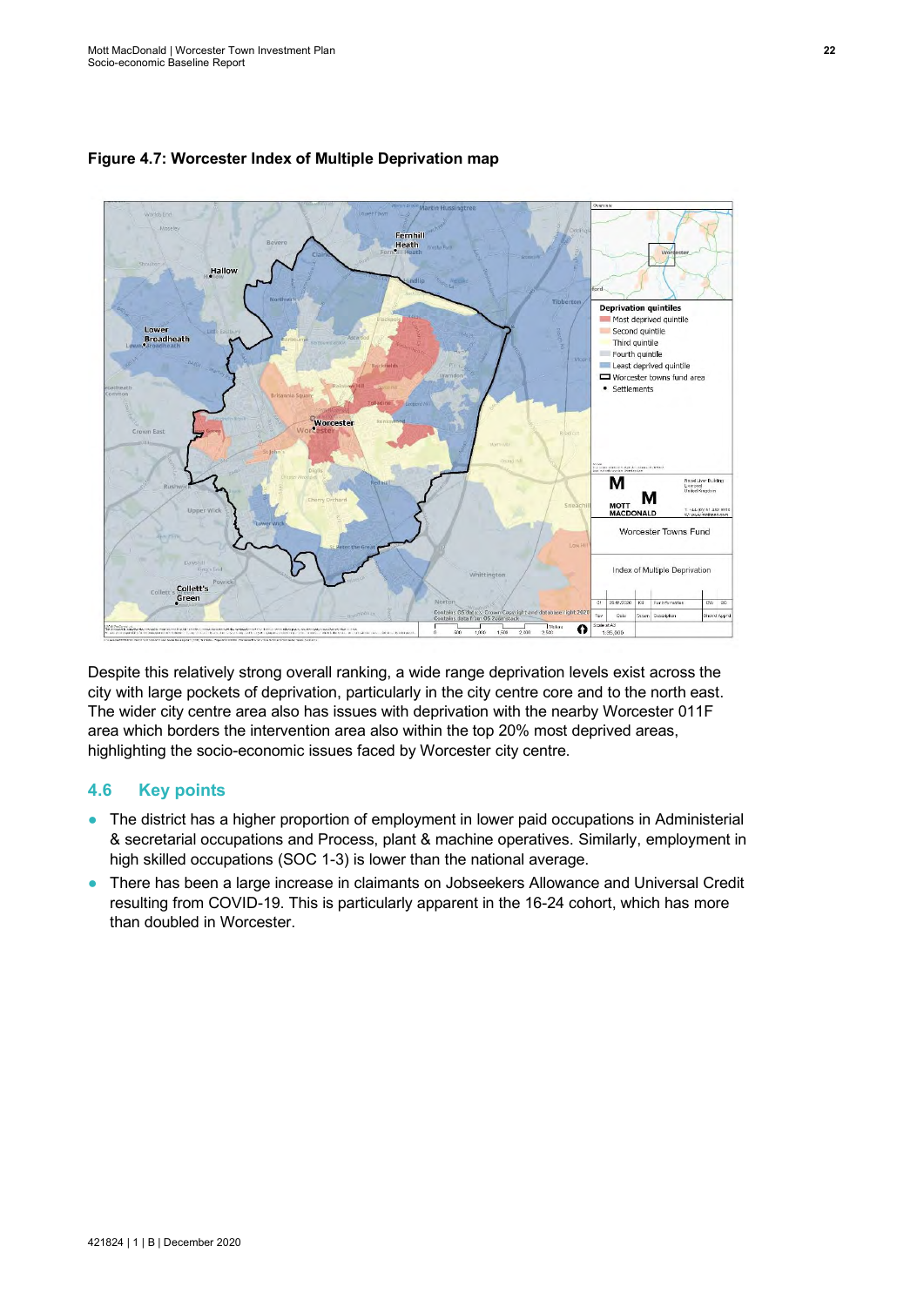**Figure 4.7: Worcester Index of Multiple Deprivation map**

Despite this relatively strong overall ranking, a wide range deprivation levels exist across the city with large pockets of deprivation, particularly in the city centre core and to the north east. The wider city centre area also has issues with deprivation with the nearby Worcester 011F area which borders the intervention area also within the top 20% most deprived areas, highlighting the socio-economic issues faced by Worcester city centre.

## 4.6 Key points

- The district has a higher proportion of employment in lower paid occupations in Administerial & secretarial occupations and Process, plant & machine operatives. Similarly, employment in high skilled occupations (SOC 1-3) is lower than the national average.
- There has been a large increase in claimants on Jobseekers Allowance and Universal Credit resulting from COVID-19. This is particularly apparent in the 16-24 cohort, which has more than doubled in Worcester.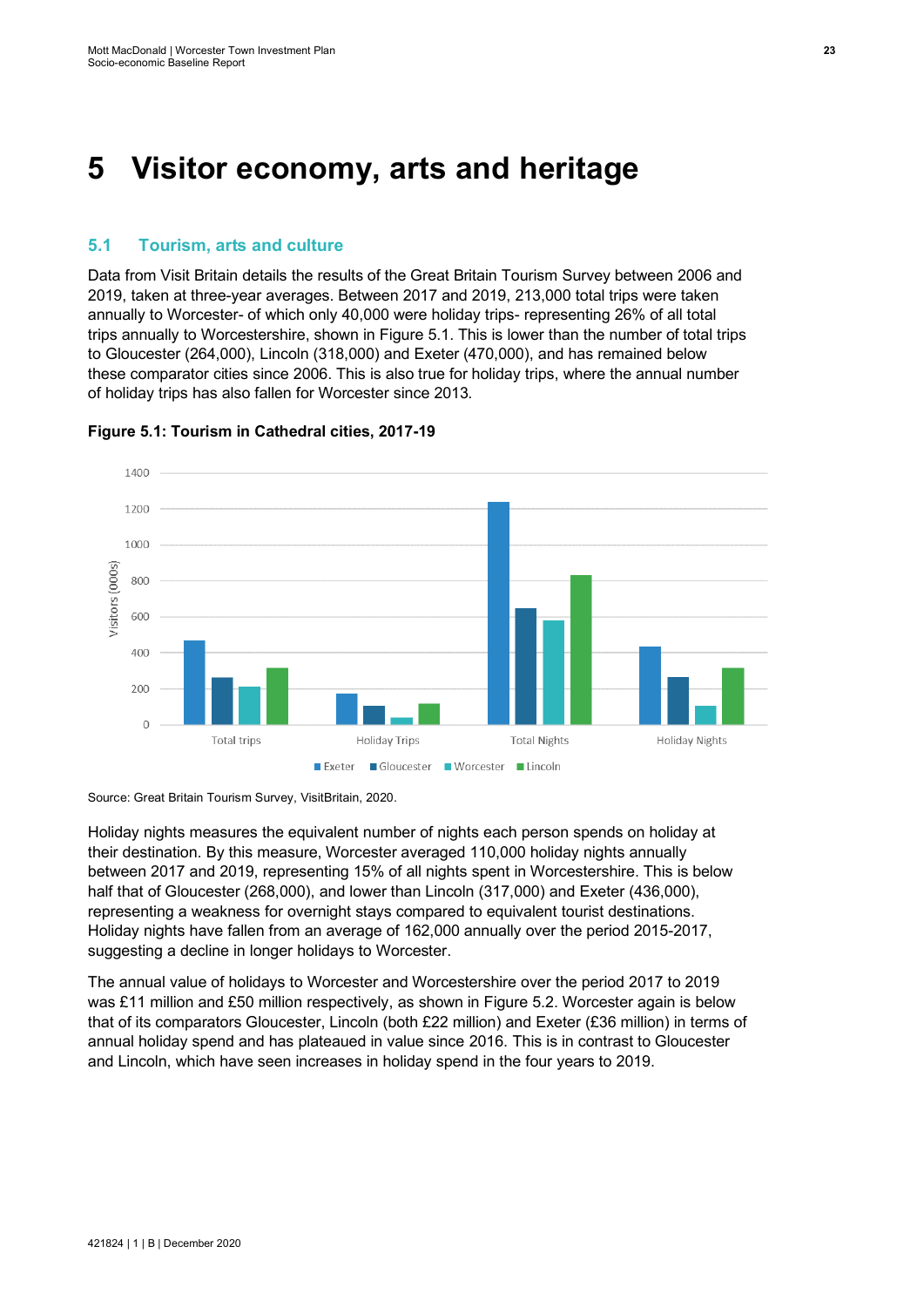# 5 Visitor economy, arts and heritage

## 5.1 Tourism, arts and culture

Data from Visit Britain details the results of the Great Britain Tourism Survey between 2006 and 2019, taken at three-year averages. Between 2017 and 2019, 213,000 total trips were taken annually to Worcester- of which only 40,000 were holiday trips- representing 26% of all total trips annually to Worcestershire, shown in Figure 5.1. This is lower than the number of total trips to Gloucester (264,000), Lincoln (318,000) and Exeter (470,000), and has remained below these comparator cities since 2006. This is also true for holiday trips, where the annual number of holiday trips has also fallen for Worcester since 2013.

**Figure 5.1: Tourism in Cathedral cities, 2017-19**

Source: Great Britain Tourism Survey, VisitBritain, 2020.

Holiday nights measures the equivalent number of nights each person spends on holiday at their destination. By this measure, Worcester averaged 110,000 holiday nights annually between 2017 and 2019, representing 15% of all nights spent in Worcestershire. This is below half that of Gloucester (268,000), and lower than Lincoln (317,000) and Exeter (436,000), representing a weakness for overnight stays compared to equivalent tourist destinations. Holiday nights have fallen from an average of 162,000 annually over the period 2015-2017, suggesting a decline in longer holidays to Worcester.

The annual value of holidays to Worcester and Worcestershire over the period 2017 to 2019 was £11 million and £50 million respectively, as shown in Figure 5.2. Worcester again is below that of its comparators Gloucester, Lincoln (both £22 million) and Exeter (£36 million) in terms of annual holiday spend and has plateaued in value since 2016. This is in contrast to Gloucester and Lincoln, which have seen increases in holiday spend in the four years to 2019.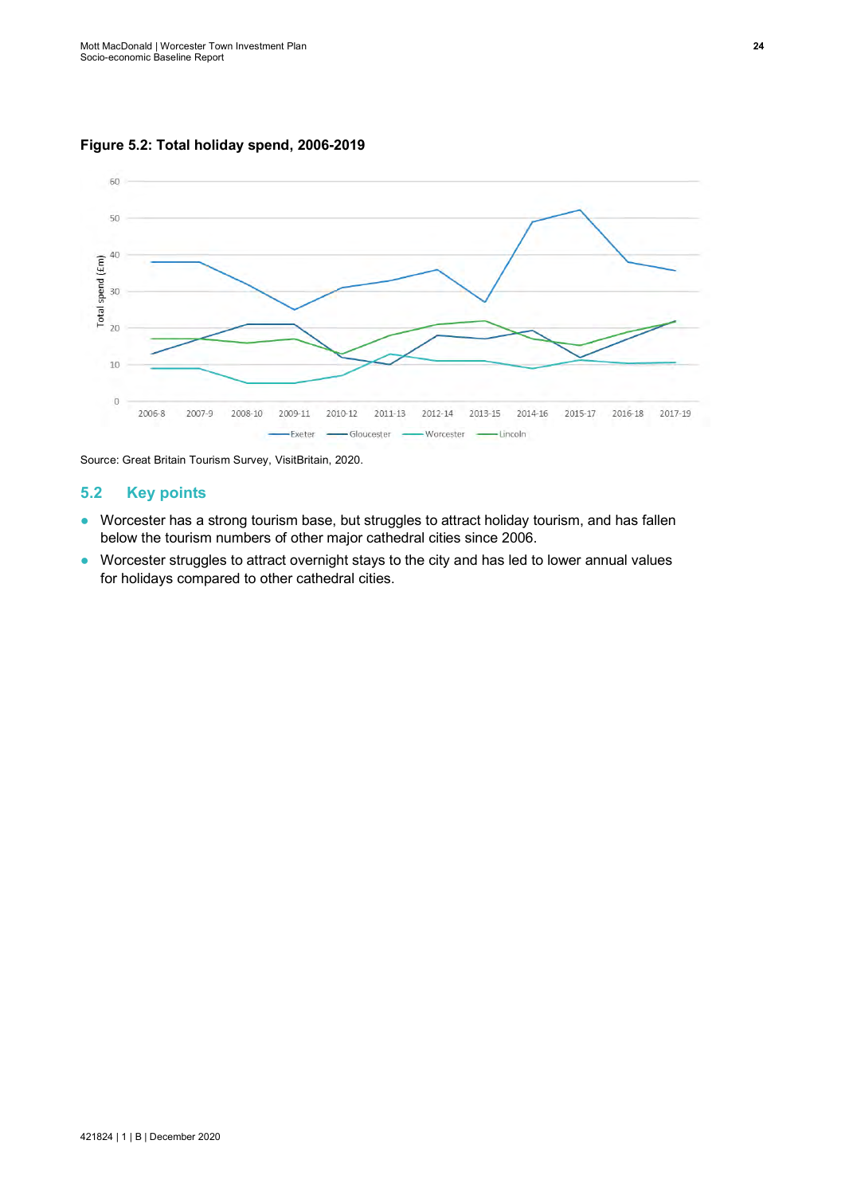**Figure 5.2: Total holiday spend, 2006-2019**

Source: Great Britain Tourism Survey, VisitBritain, 2020.

## 5.2 Key points

- Worcester has a strong tourism base, but struggles to attract holiday tourism, and has fallen below the tourism numbers of other major cathedral cities since 2006.
- Worcester struggles to attract overnight stays to the city and has led to lower annual values for holidays compared to other cathedral cities.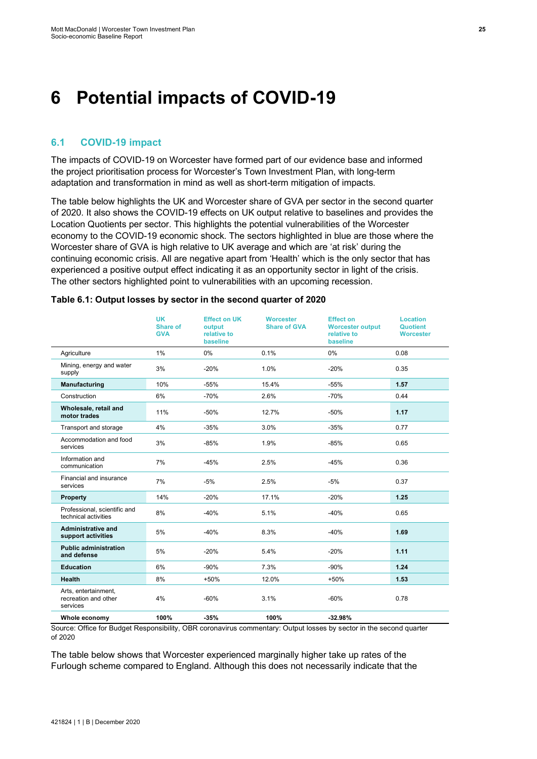# 6 Potential impacts of COVID-19

## 6.1 COVID-19 impact

The impacts of COVID-19 on Worcester have formed part of our evidence base and informed the project prioritisation process for Worcester's Town Investment Plan, with long-term adaptation and transformation in mind as well as short-term mitigation of impacts.

The table below highlights the UK and Worcester share of GVA per sector in the second quarter of 2020. It also shows the COVID-19 effects on UK output relative to baselines and provides the Location Quotients per sector. This highlights the potential vulnerabilities of the Worcester economy to the COVID-19 economic shock. The sectors highlighted in blue are those where the Worcester share of GVA is high relative to UK average and which are 'at risk' during the continuing economic crisis. All are negative apart from 'Health' which is the only sector that has experienced a positive output effect indicating it as an opportunity sector in light of the crisis. The other sectors highlighted point to vulnerabilities with an upcoming recession.

**Table 6.1: Output losses by sector in the second quarter of 2020**

| | UK Share of GVA | Effect on UK output relative to baseline | Worcester Share of GVA | Effect on Worcester output relative to baseline | Location Quotient Worcester |
|---|---|---|---|---|---|
| Agriculture | 1% | 0% | 0.1% | 0% | 0.08 |
| Mining, energy and water supply | 3% | -20% | 1.0% | -20% | 0.35 |
| **Manufacturing** | 10% | -55% | 15.4% | -55% | **1.57** |
| Construction | 6% | -70% | 2.6% | -70% | 0.44 |
| **Wholesale, retail and motor trades** | 11% | -50% | 12.7% | -50% | **1.17** |
| Transport and storage | 4% | -35% | 3.0% | -35% | 0.77 |
| Accommodation and food services | 3% | -85% | 1.9% | -85% | 0.65 |
| Information and communication | 7% | -45% | 2.5% | -45% | 0.36 |
| Financial and insurance services | 7% | -5% | 2.5% | -5% | 0.37 |
| **Property** | 14% | -20% | 17.1% | -20% | **1.25** |
| Professional, scientific and technical activities | 8% | -40% | 5.1% | -40% | 0.65 |
| **Administrative and support activities** | 5% | -40% | 8.3% | -40% | **1.69** |
| **Public administration and defense** | 5% | -20% | 5.4% | -20% | **1.11** |
| **Education** | 6% | -90% | 7.3% | -90% | **1.24** |
| **Health** | 8% | +50% | 12.0% | +50% | **1.53** |
| Arts, entertainment, recreation and other services | 4% | -60% | 3.1% | -60% | 0.78 |
| **Whole economy** | **100%** | **-35%** | **100%** | **-32.98%** | |

Source: Office for Budget Responsibility, OBR coronavirus commentary: Output losses by sector in the second quarter of 2020

The table below shows that Worcester experienced marginally higher take up rates of the Furlough scheme compared to England. Although this does not necessarily indicate that the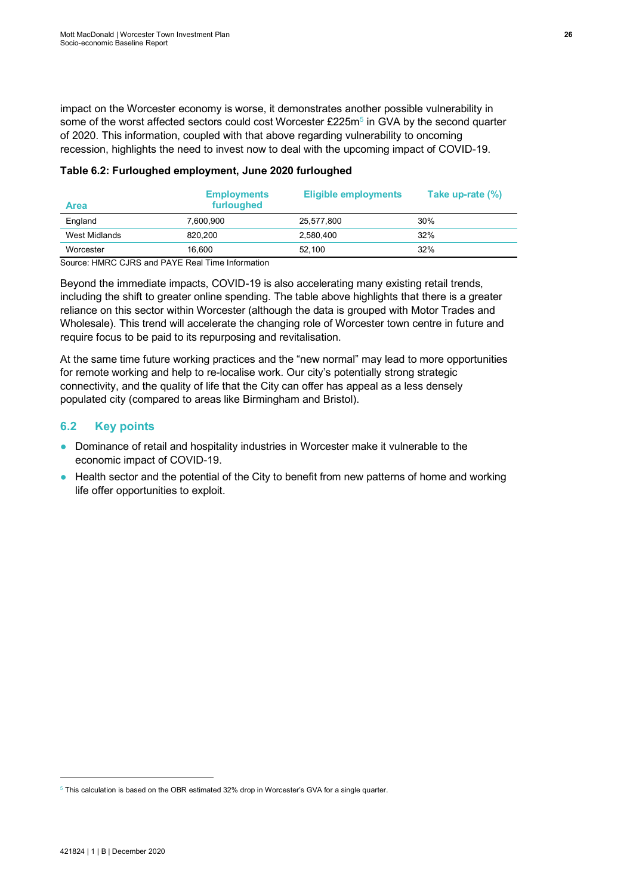impact on the Worcester economy is worse, it demonstrates another possible vulnerability in some of the worst affected sectors could cost Worcester £225m[5] in GVA by the second quarter of 2020. This information, coupled with that above regarding vulnerability to oncoming recession, highlights the need to invest now to deal with the upcoming impact of COVID-19.

**Table 6.2: Furloughed employment, June 2020 furloughed**

| Area | Employments furloughed | Eligible employments | Take up-rate (%) |
|---|---|---|---|
| England | 7,600,900 | 25,577,800 | 30% |
| West Midlands | 820,200 | 2,580,400 | 32% |
| Worcester | 16,600 | 52,100 | 32% |

Source: HMRC CJRS and PAYE Real Time Information

Beyond the immediate impacts, COVID-19 is also accelerating many existing retail trends, including the shift to greater online spending. The table above highlights that there is a greater reliance on this sector within Worcester (although the data is grouped with Motor Trades and Wholesale). This trend will accelerate the changing role of Worcester town centre in future and require focus to be paid to its repurposing and revitalisation.

At the same time future working practices and the "new normal" may lead to more opportunities for remote working and help to re-localise work. Our city's potentially strong strategic connectivity, and the quality of life that the City can offer has appeal as a less densely populated city (compared to areas like Birmingham and Bristol).

## 6.2 Key points

- Dominance of retail and hospitality industries in Worcester make it vulnerable to the economic impact of COVID-19.
- Health sector and the potential of the City to benefit from new patterns of home and working life offer opportunities to exploit.

[5] This calculation is based on the OBR estimated 32% drop in Worcester's GVA for a single quarter.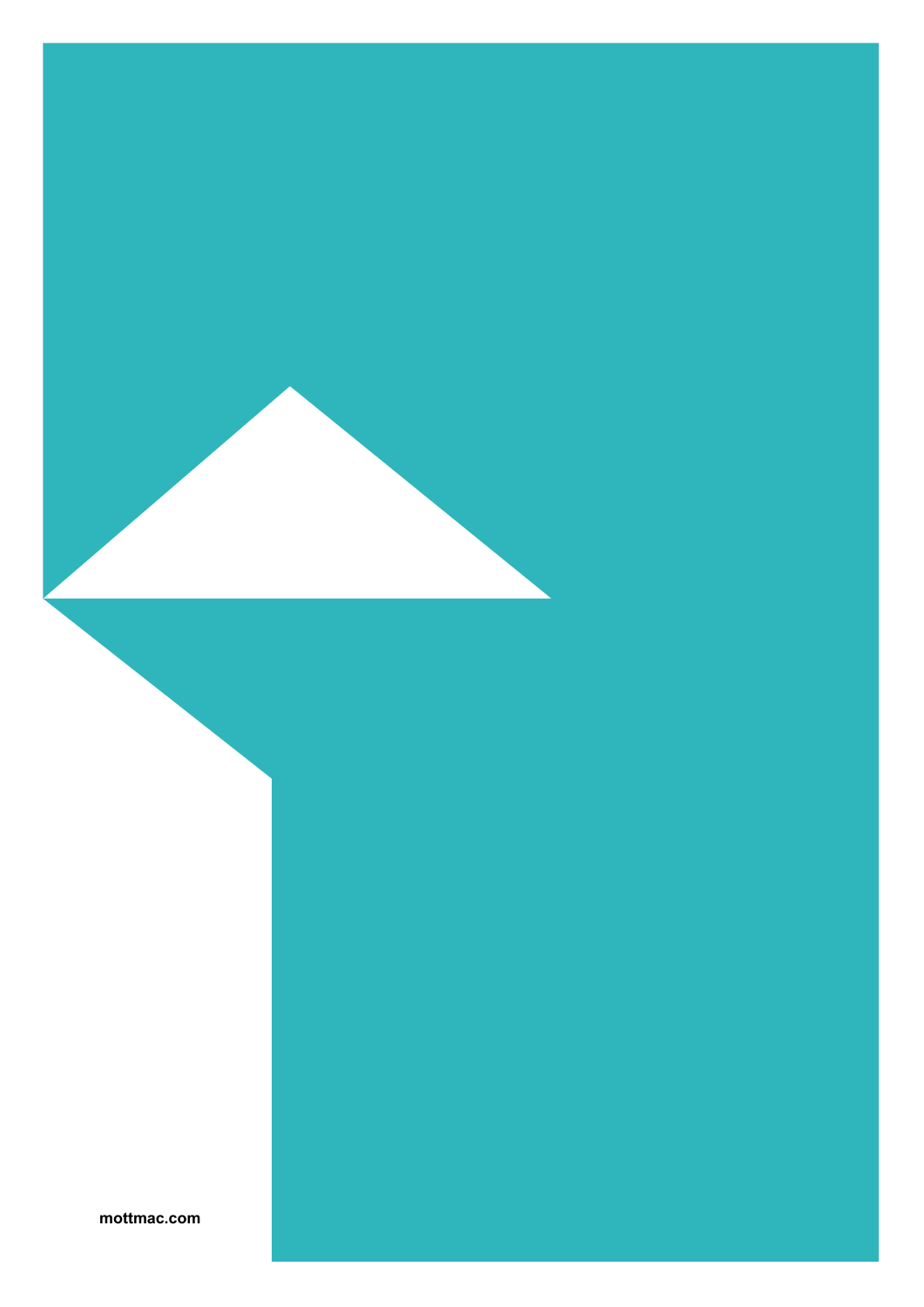**mottmac.com**